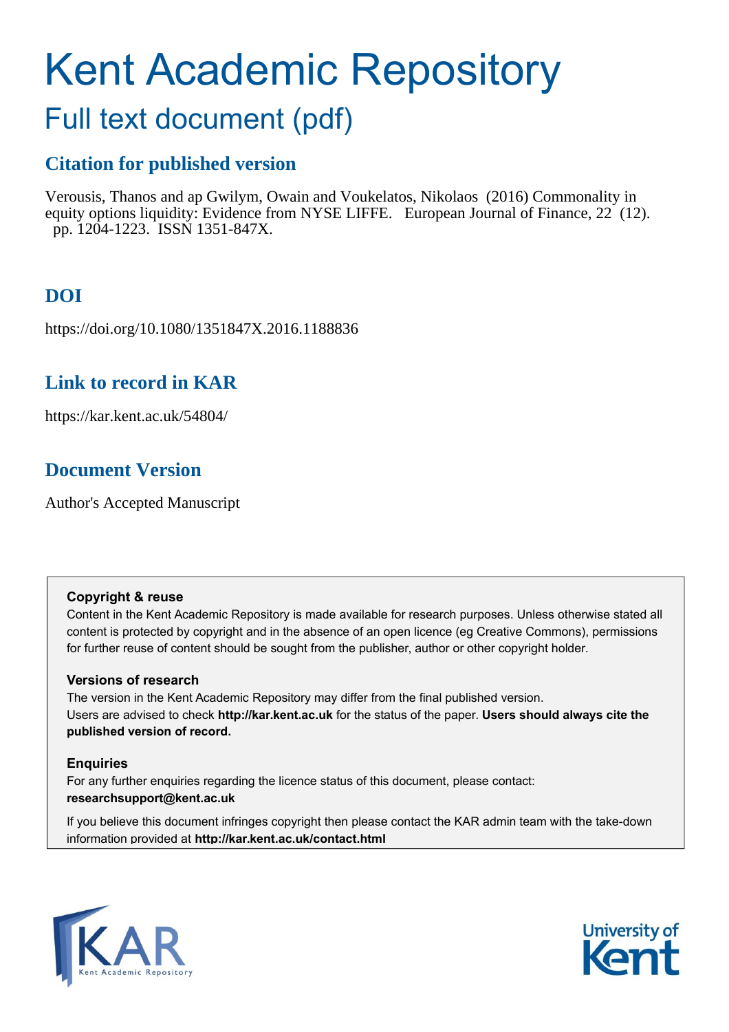# Kent Academic Repository

## Full text document (pdf)

### Citation for published version

Verousis, Thanos and ap Gwilym, Owain and Voukelatos, Nikolaos (2016) Commonality in equity options liquidity: Evidence from NYSE LIFFE. European Journal of Finance, 22 (12). pp. 1204-1223. ISSN 1351-847X.

### DOI

https://doi.org/10.1080/1351847X.2016.1188836

### Link to record in KAR

https://kar.kent.ac.uk/54804/

### Document Version

Author's Accepted Manuscript

**Copyright & reuse**

Content in the Kent Academic Repository is made available for research purposes. Unless otherwise stated all content is protected by copyright and in the absence of an open licence (eg Creative Commons), permissions for further reuse of content should be sought from the publisher, author or other copyright holder.

**Versions of research**

The version in the Kent Academic Repository may differ from the final published version. Users are advised to check **http://kar.kent.ac.uk** for the status of the paper. **Users should always cite the published version of record.**

**Enquiries**

For any further enquiries regarding the licence status of this document, please contact: **researchsupport@kent.ac.uk**

If you believe this document infringes copyright then please contact the KAR admin team with the take-down information provided at **http://kar.kent.ac.uk/contact.html**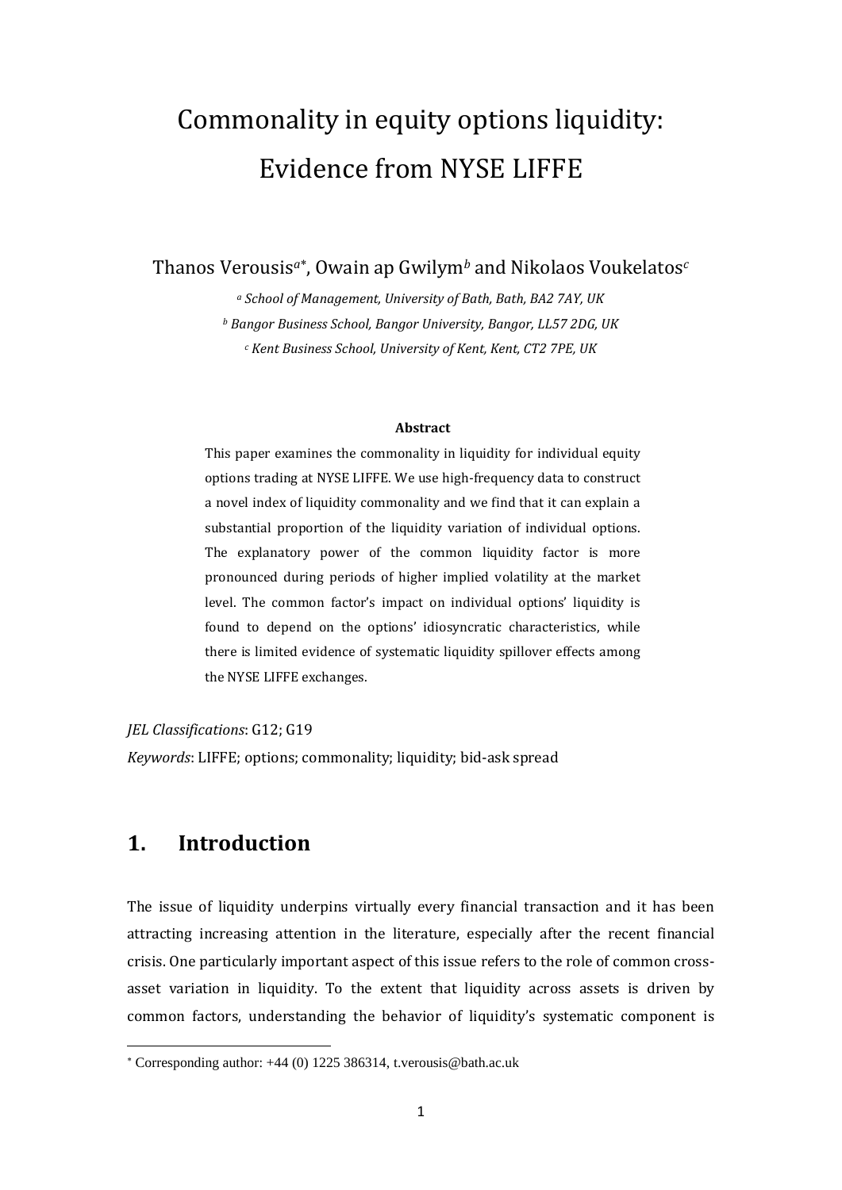# Commonality in equity options liquidity: Evidence from NYSE LIFFE

Thanos Verousis[a*], Owain ap Gwilym[b] and Nikolaos Voukelatos[c]

*[a] School of Management, University of Bath, Bath, BA2 7AY, UK*

*[b] Bangor Business School, Bangor University, Bangor, LL57 2DG, UK*

*[c] Kent Business School, University of Kent, Kent, CT2 7PE, UK*

**Abstract**

This paper examines the commonality in liquidity for individual equity options trading at NYSE LIFFE. We use high-frequency data to construct a novel index of liquidity commonality and we find that it can explain a substantial proportion of the liquidity variation of individual options. The explanatory power of the common liquidity factor is more pronounced during periods of higher implied volatility at the market level. The common factor's impact on individual options' liquidity is found to depend on the options' idiosyncratic characteristics, while there is limited evidence of systematic liquidity spillover effects among the NYSE LIFFE exchanges.

*JEL Classifications*: G12; G19

*Keywords*: LIFFE; options; commonality; liquidity; bid-ask spread

## 1. Introduction

The issue of liquidity underpins virtually every financial transaction and it has been attracting increasing attention in the literature, especially after the recent financial crisis. One particularly important aspect of this issue refers to the role of common cross-asset variation in liquidity. To the extent that liquidity across assets is driven by common factors, understanding the behavior of liquidity's systematic component is

---

[*] Corresponding author: +44 (0) 1225 386314, t.verousis@bath.ac.uk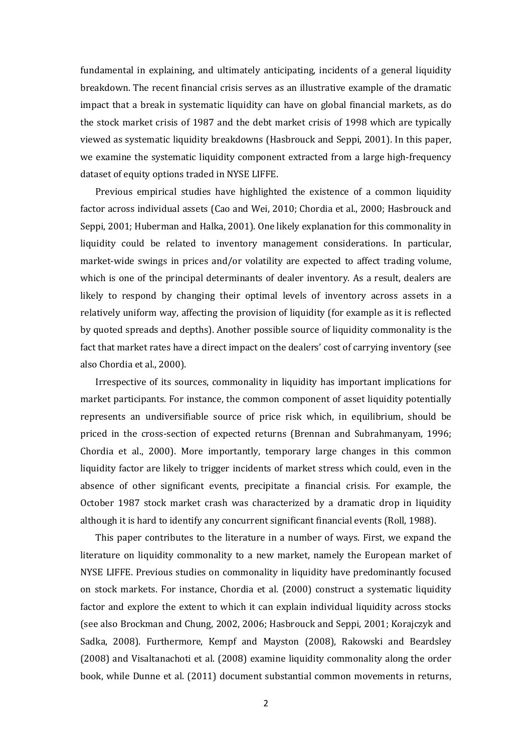fundamental in explaining, and ultimately anticipating, incidents of a general liquidity breakdown. The recent financial crisis serves as an illustrative example of the dramatic impact that a break in systematic liquidity can have on global financial markets, as do the stock market crisis of 1987 and the debt market crisis of 1998 which are typically viewed as systematic liquidity breakdowns (Hasbrouck and Seppi, 2001). In this paper, we examine the systematic liquidity component extracted from a large high-frequency dataset of equity options traded in NYSE LIFFE.

Previous empirical studies have highlighted the existence of a common liquidity factor across individual assets (Cao and Wei, 2010; Chordia et al., 2000; Hasbrouck and Seppi, 2001; Huberman and Halka, 2001). One likely explanation for this commonality in liquidity could be related to inventory management considerations. In particular, market-wide swings in prices and/or volatility are expected to affect trading volume, which is one of the principal determinants of dealer inventory. As a result, dealers are likely to respond by changing their optimal levels of inventory across assets in a relatively uniform way, affecting the provision of liquidity (for example as it is reflected by quoted spreads and depths). Another possible source of liquidity commonality is the fact that market rates have a direct impact on the dealers' cost of carrying inventory (see also Chordia et al., 2000).

Irrespective of its sources, commonality in liquidity has important implications for market participants. For instance, the common component of asset liquidity potentially represents an undiversifiable source of price risk which, in equilibrium, should be priced in the cross-section of expected returns (Brennan and Subrahmanyam, 1996; Chordia et al., 2000). More importantly, temporary large changes in this common liquidity factor are likely to trigger incidents of market stress which could, even in the absence of other significant events, precipitate a financial crisis. For example, the October 1987 stock market crash was characterized by a dramatic drop in liquidity although it is hard to identify any concurrent significant financial events (Roll, 1988).

This paper contributes to the literature in a number of ways. First, we expand the literature on liquidity commonality to a new market, namely the European market of NYSE LIFFE. Previous studies on commonality in liquidity have predominantly focused on stock markets. For instance, Chordia et al. (2000) construct a systematic liquidity factor and explore the extent to which it can explain individual liquidity across stocks (see also Brockman and Chung, 2002, 2006; Hasbrouck and Seppi, 2001; Korajczyk and Sadka, 2008). Furthermore, Kempf and Mayston (2008), Rakowski and Beardsley (2008) and Visaltanachoti et al. (2008) examine liquidity commonality along the order book, while Dunne et al. (2011) document substantial common movements in returns,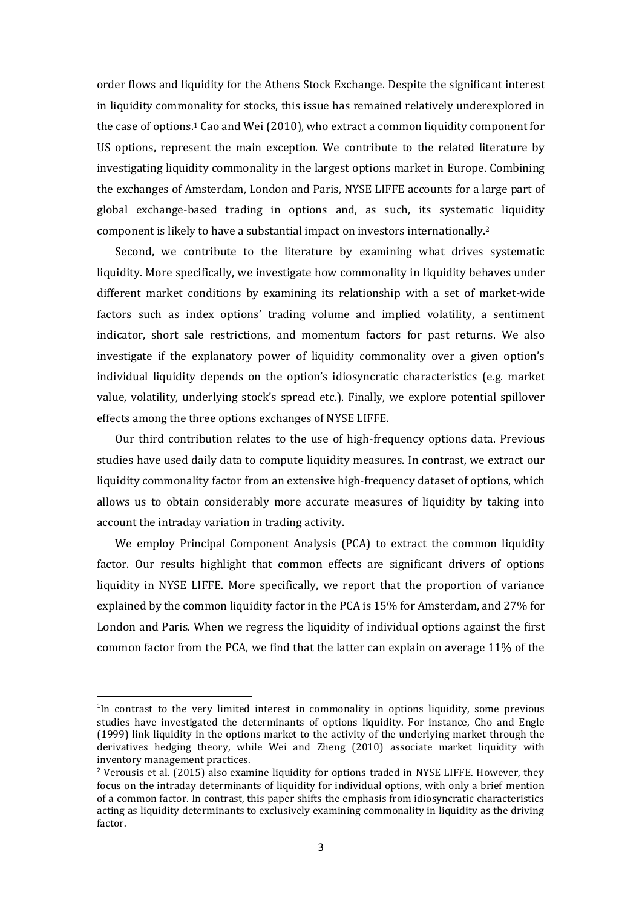order flows and liquidity for the Athens Stock Exchange. Despite the significant interest in liquidity commonality for stocks, this issue has remained relatively underexplored in the case of options.[1] Cao and Wei (2010), who extract a common liquidity component for US options, represent the main exception. We contribute to the related literature by investigating liquidity commonality in the largest options market in Europe. Combining the exchanges of Amsterdam, London and Paris, NYSE LIFFE accounts for a large part of global exchange-based trading in options and, as such, its systematic liquidity component is likely to have a substantial impact on investors internationally.[2]

Second, we contribute to the literature by examining what drives systematic liquidity. More specifically, we investigate how commonality in liquidity behaves under different market conditions by examining its relationship with a set of market-wide factors such as index options' trading volume and implied volatility, a sentiment indicator, short sale restrictions, and momentum factors for past returns. We also investigate if the explanatory power of liquidity commonality over a given option's individual liquidity depends on the option's idiosyncratic characteristics (e.g. market value, volatility, underlying stock's spread etc.). Finally, we explore potential spillover effects among the three options exchanges of NYSE LIFFE.

Our third contribution relates to the use of high-frequency options data. Previous studies have used daily data to compute liquidity measures. In contrast, we extract our liquidity commonality factor from an extensive high-frequency dataset of options, which allows us to obtain considerably more accurate measures of liquidity by taking into account the intraday variation in trading activity.

We employ Principal Component Analysis (PCA) to extract the common liquidity factor. Our results highlight that common effects are significant drivers of options liquidity in NYSE LIFFE. More specifically, we report that the proportion of variance explained by the common liquidity factor in the PCA is 15% for Amsterdam, and 27% for London and Paris. When we regress the liquidity of individual options against the first common factor from the PCA, we find that the latter can explain on average 11% of the

---

[1] In contrast to the very limited interest in commonality in options liquidity, some previous studies have investigated the determinants of options liquidity. For instance, Cho and Engle (1999) link liquidity in the options market to the activity of the underlying market through the derivatives hedging theory, while Wei and Zheng (2010) associate market liquidity with inventory management practices.

[2] Verousis et al. (2015) also examine liquidity for options traded in NYSE LIFFE. However, they focus on the intraday determinants of liquidity for individual options, with only a brief mention of a common factor. In contrast, this paper shifts the emphasis from idiosyncratic characteristics acting as liquidity determinants to exclusively examining commonality in liquidity as the driving factor.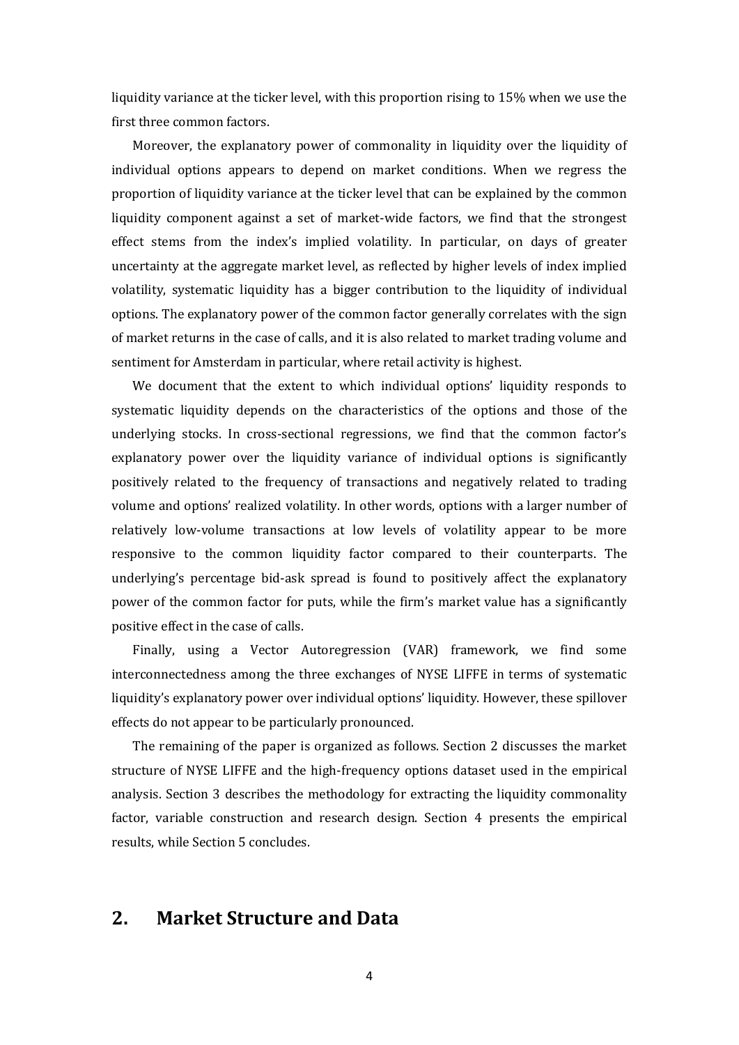liquidity variance at the ticker level, with this proportion rising to 15% when we use the first three common factors.

Moreover, the explanatory power of commonality in liquidity over the liquidity of individual options appears to depend on market conditions. When we regress the proportion of liquidity variance at the ticker level that can be explained by the common liquidity component against a set of market-wide factors, we find that the strongest effect stems from the index's implied volatility. In particular, on days of greater uncertainty at the aggregate market level, as reflected by higher levels of index implied volatility, systematic liquidity has a bigger contribution to the liquidity of individual options. The explanatory power of the common factor generally correlates with the sign of market returns in the case of calls, and it is also related to market trading volume and sentiment for Amsterdam in particular, where retail activity is highest.

We document that the extent to which individual options' liquidity responds to systematic liquidity depends on the characteristics of the options and those of the underlying stocks. In cross-sectional regressions, we find that the common factor's explanatory power over the liquidity variance of individual options is significantly positively related to the frequency of transactions and negatively related to trading volume and options' realized volatility. In other words, options with a larger number of relatively low-volume transactions at low levels of volatility appear to be more responsive to the common liquidity factor compared to their counterparts. The underlying's percentage bid-ask spread is found to positively affect the explanatory power of the common factor for puts, while the firm's market value has a significantly positive effect in the case of calls.

Finally, using a Vector Autoregression (VAR) framework, we find some interconnectedness among the three exchanges of NYSE LIFFE in terms of systematic liquidity's explanatory power over individual options' liquidity. However, these spillover effects do not appear to be particularly pronounced.

The remaining of the paper is organized as follows. Section 2 discusses the market structure of NYSE LIFFE and the high-frequency options dataset used in the empirical analysis. Section 3 describes the methodology for extracting the liquidity commonality factor, variable construction and research design. Section 4 presents the empirical results, while Section 5 concludes.

## 2. Market Structure and Data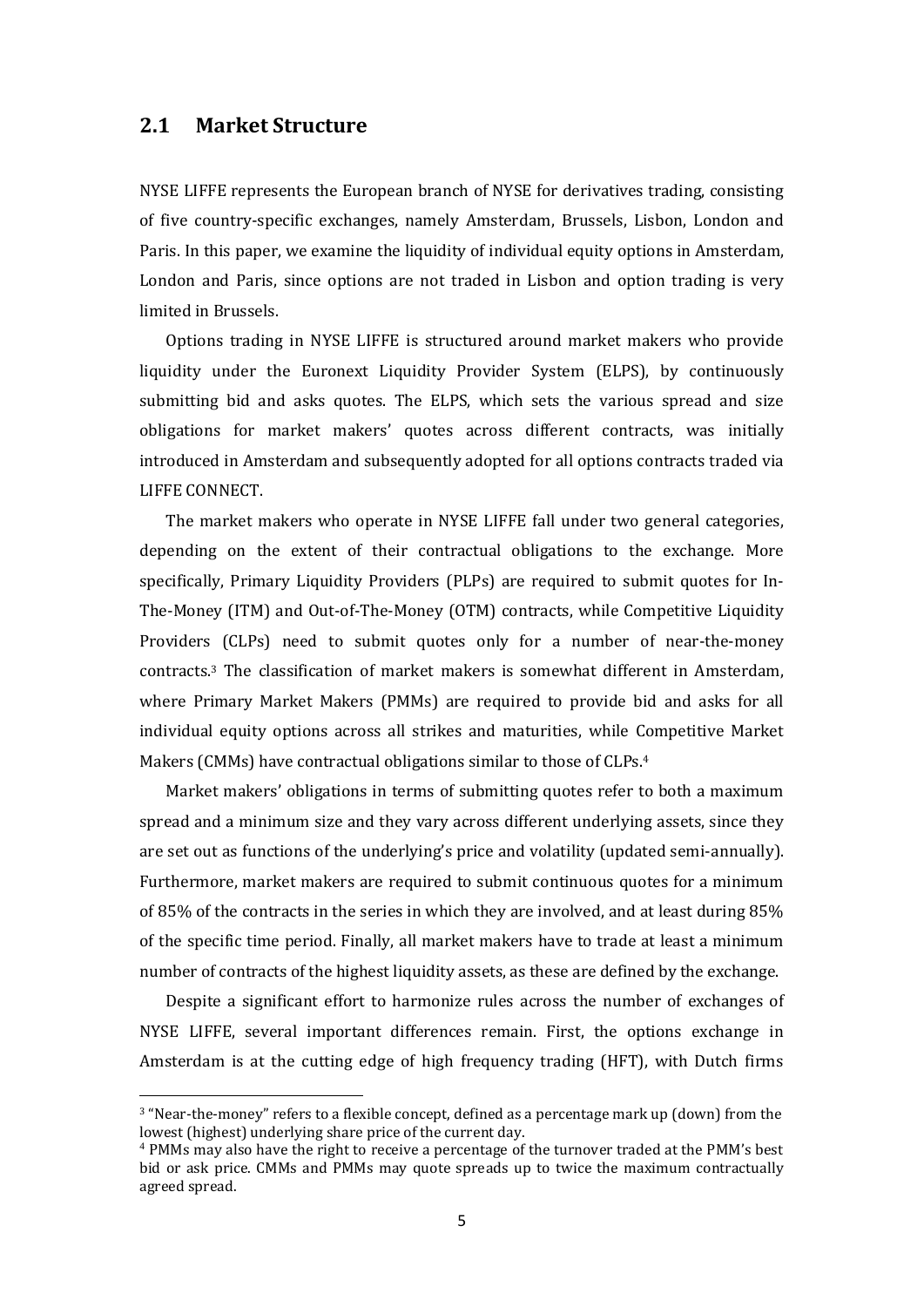## 2.1 Market Structure

NYSE LIFFE represents the European branch of NYSE for derivatives trading, consisting of five country-specific exchanges, namely Amsterdam, Brussels, Lisbon, London and Paris. In this paper, we examine the liquidity of individual equity options in Amsterdam, London and Paris, since options are not traded in Lisbon and option trading is very limited in Brussels.

Options trading in NYSE LIFFE is structured around market makers who provide liquidity under the Euronext Liquidity Provider System (ELPS), by continuously submitting bid and asks quotes. The ELPS, which sets the various spread and size obligations for market makers' quotes across different contracts, was initially introduced in Amsterdam and subsequently adopted for all options contracts traded via LIFFE CONNECT.

The market makers who operate in NYSE LIFFE fall under two general categories, depending on the extent of their contractual obligations to the exchange. More specifically, Primary Liquidity Providers (PLPs) are required to submit quotes for In-The-Money (ITM) and Out-of-The-Money (OTM) contracts, while Competitive Liquidity Providers (CLPs) need to submit quotes only for a number of near-the-money contracts.[3] The classification of market makers is somewhat different in Amsterdam, where Primary Market Makers (PMMs) are required to provide bid and asks for all individual equity options across all strikes and maturities, while Competitive Market Makers (CMMs) have contractual obligations similar to those of CLPs.[4]

Market makers' obligations in terms of submitting quotes refer to both a maximum spread and a minimum size and they vary across different underlying assets, since they are set out as functions of the underlying's price and volatility (updated semi-annually). Furthermore, market makers are required to submit continuous quotes for a minimum of 85% of the contracts in the series in which they are involved, and at least during 85% of the specific time period. Finally, all market makers have to trade at least a minimum number of contracts of the highest liquidity assets, as these are defined by the exchange.

Despite a significant effort to harmonize rules across the number of exchanges of NYSE LIFFE, several important differences remain. First, the options exchange in Amsterdam is at the cutting edge of high frequency trading (HFT), with Dutch firms

---

[3] "Near-the-money" refers to a flexible concept, defined as a percentage mark up (down) from the lowest (highest) underlying share price of the current day.

[4] PMMs may also have the right to receive a percentage of the turnover traded at the PMM's best bid or ask price. CMMs and PMMs may quote spreads up to twice the maximum contractually agreed spread.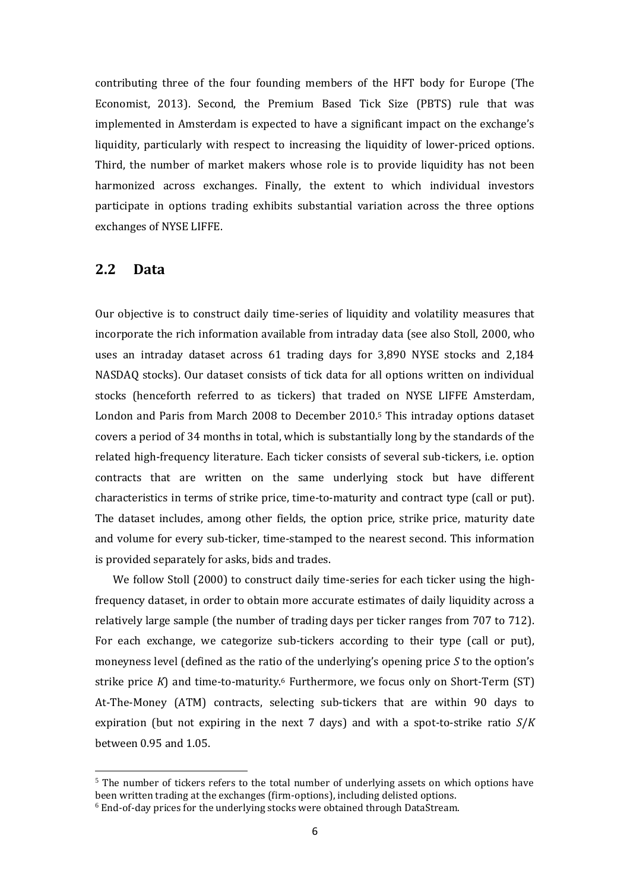contributing three of the four founding members of the HFT body for Europe (The Economist, 2013). Second, the Premium Based Tick Size (PBTS) rule that was implemented in Amsterdam is expected to have a significant impact on the exchange's liquidity, particularly with respect to increasing the liquidity of lower-priced options. Third, the number of market makers whose role is to provide liquidity has not been harmonized across exchanges. Finally, the extent to which individual investors participate in options trading exhibits substantial variation across the three options exchanges of NYSE LIFFE.

## 2.2 Data

Our objective is to construct daily time-series of liquidity and volatility measures that incorporate the rich information available from intraday data (see also Stoll, 2000, who uses an intraday dataset across 61 trading days for 3,890 NYSE stocks and 2,184 NASDAQ stocks). Our dataset consists of tick data for all options written on individual stocks (henceforth referred to as tickers) that traded on NYSE LIFFE Amsterdam, London and Paris from March 2008 to December 2010.[5] This intraday options dataset covers a period of 34 months in total, which is substantially long by the standards of the related high-frequency literature. Each ticker consists of several sub-tickers, i.e. option contracts that are written on the same underlying stock but have different characteristics in terms of strike price, time-to-maturity and contract type (call or put). The dataset includes, among other fields, the option price, strike price, maturity date and volume for every sub-ticker, time-stamped to the nearest second. This information is provided separately for asks, bids and trades.

We follow Stoll (2000) to construct daily time-series for each ticker using the high-frequency dataset, in order to obtain more accurate estimates of daily liquidity across a relatively large sample (the number of trading days per ticker ranges from 707 to 712). For each exchange, we categorize sub-tickers according to their type (call or put), moneyness level (defined as the ratio of the underlying's opening price $S$ to the option's strike price $K$) and time-to-maturity.[6] Furthermore, we focus only on Short-Term (ST) At-The-Money (ATM) contracts, selecting sub-tickers that are within 90 days to expiration (but not expiring in the next 7 days) and with a spot-to-strike ratio $S/K$ between 0.95 and 1.05.

[5] The number of tickers refers to the total number of underlying assets on which options have been written trading at the exchanges (firm-options), including delisted options.

[6] End-of-day prices for the underlying stocks were obtained through DataStream.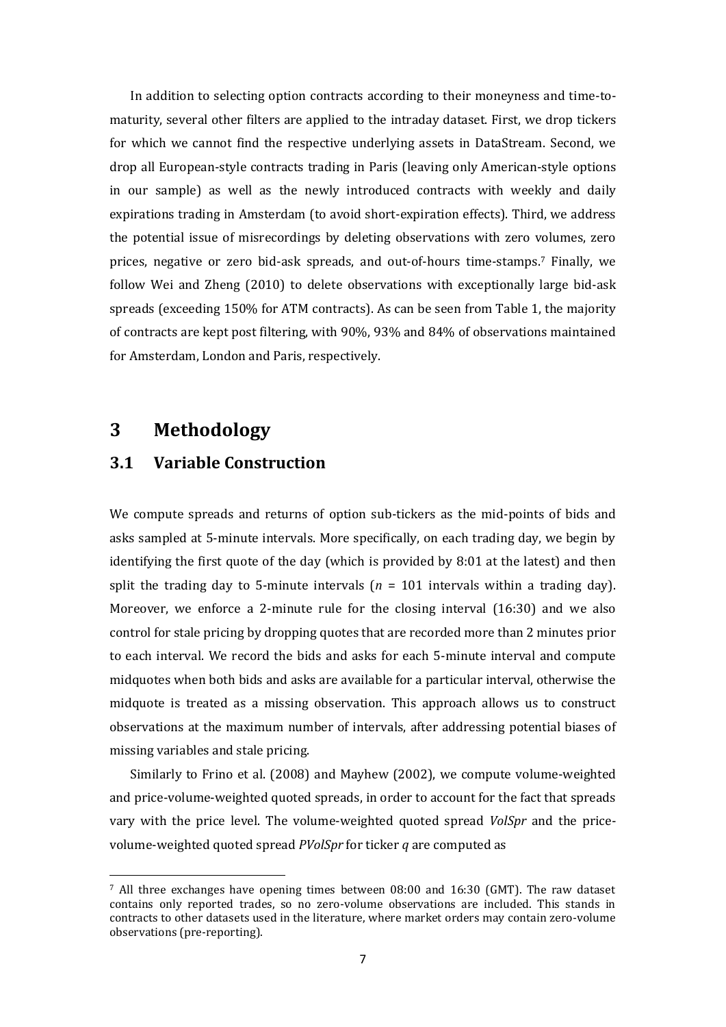In addition to selecting option contracts according to their moneyness and time-to-maturity, several other filters are applied to the intraday dataset. First, we drop tickers for which we cannot find the respective underlying assets in DataStream. Second, we drop all European-style contracts trading in Paris (leaving only American-style options in our sample) as well as the newly introduced contracts with weekly and daily expirations trading in Amsterdam (to avoid short-expiration effects). Third, we address the potential issue of misrecordings by deleting observations with zero volumes, zero prices, negative or zero bid-ask spreads, and out-of-hours time-stamps.[7] Finally, we follow Wei and Zheng (2010) to delete observations with exceptionally large bid-ask spreads (exceeding 150% for ATM contracts). As can be seen from Table 1, the majority of contracts are kept post filtering, with 90%, 93% and 84% of observations maintained for Amsterdam, London and Paris, respectively.

# 3 Methodology

## 3.1 Variable Construction

We compute spreads and returns of option sub-tickers as the mid-points of bids and asks sampled at 5-minute intervals. More specifically, on each trading day, we begin by identifying the first quote of the day (which is provided by 8:01 at the latest) and then split the trading day to 5-minute intervals ($n$ = 101 intervals within a trading day). Moreover, we enforce a 2-minute rule for the closing interval (16:30) and we also control for stale pricing by dropping quotes that are recorded more than 2 minutes prior to each interval. We record the bids and asks for each 5-minute interval and compute midquotes when both bids and asks are available for a particular interval, otherwise the midquote is treated as a missing observation. This approach allows us to construct observations at the maximum number of intervals, after addressing potential biases of missing variables and stale pricing.

Similarly to Frino et al. (2008) and Mayhew (2002), we compute volume-weighted and price-volume-weighted quoted spreads, in order to account for the fact that spreads vary with the price level. The volume-weighted quoted spread *VolSpr* and the price-volume-weighted quoted spread *PVolSpr* for ticker $q$ are computed as

[7] All three exchanges have opening times between 08:00 and 16:30 (GMT). The raw dataset contains only reported trades, so no zero-volume observations are included. This stands in contracts to other datasets used in the literature, where market orders may contain zero-volume observations (pre-reporting).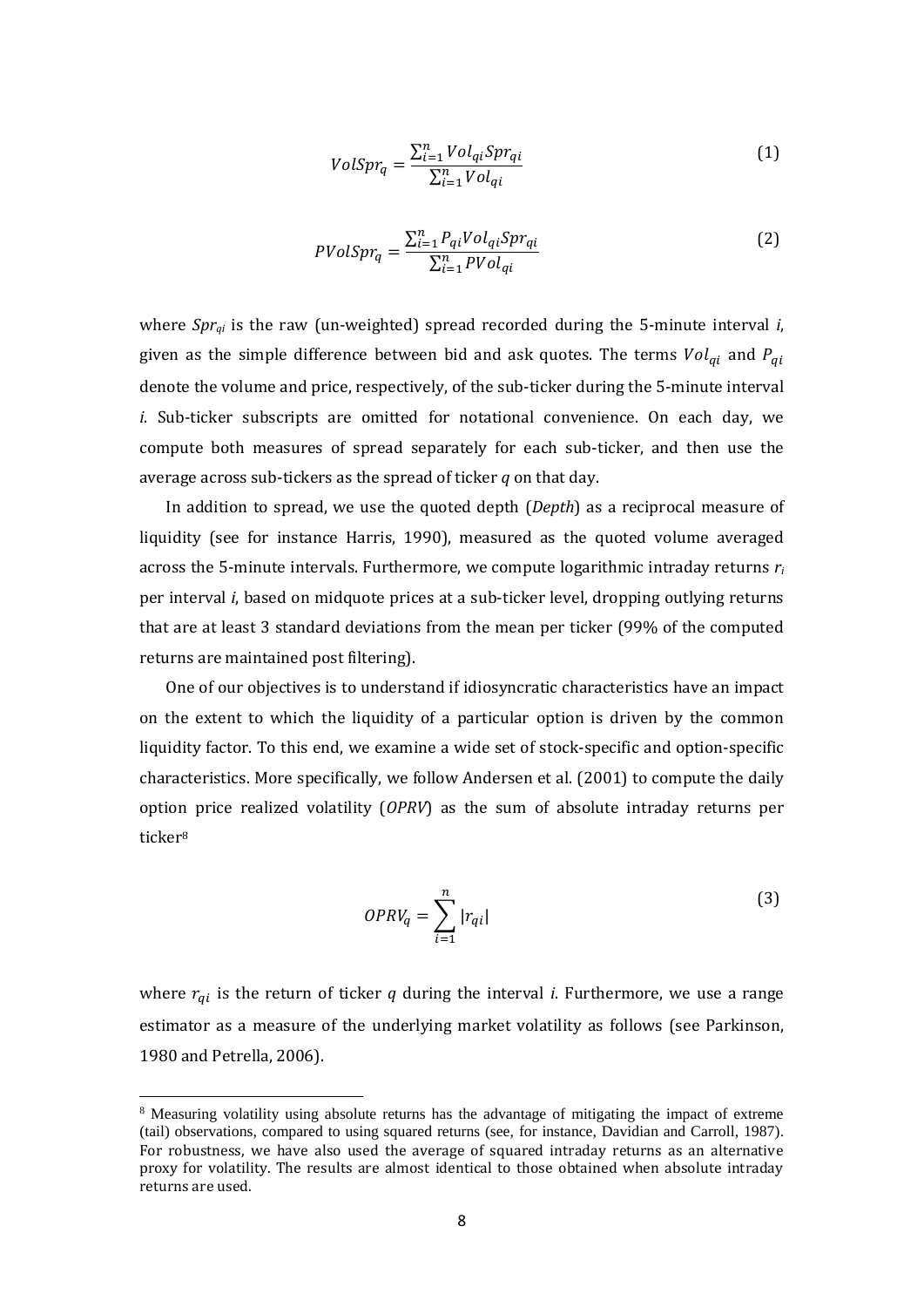$$VolSpr_q = \frac{\sum_{i=1}^{n} Vol_{qi} Spr_{qi}}{\sum_{i=1}^{n} Vol_{qi}} \tag{1}$$

$$PVolSpr_q = \frac{\sum_{i=1}^{n} P_{qi} Vol_{qi} Spr_{qi}}{\sum_{i=1}^{n} PVol_{qi}} \tag{2}$$

where $Spr_{qi}$ is the raw (un-weighted) spread recorded during the 5-minute interval *i*, given as the simple difference between bid and ask quotes. The terms $Vol_{qi}$ and $P_{qi}$ denote the volume and price, respectively, of the sub-ticker during the 5-minute interval *i*. Sub-ticker subscripts are omitted for notational convenience. On each day, we compute both measures of spread separately for each sub-ticker, and then use the average across sub-tickers as the spread of ticker *q* on that day.

In addition to spread, we use the quoted depth (*Depth*) as a reciprocal measure of liquidity (see for instance Harris, 1990), measured as the quoted volume averaged across the 5-minute intervals. Furthermore, we compute logarithmic intraday returns $r_i$ per interval *i*, based on midquote prices at a sub-ticker level, dropping outlying returns that are at least 3 standard deviations from the mean per ticker (99% of the computed returns are maintained post filtering).

One of our objectives is to understand if idiosyncratic characteristics have an impact on the extent to which the liquidity of a particular option is driven by the common liquidity factor. To this end, we examine a wide set of stock-specific and option-specific characteristics. More specifically, we follow Andersen et al. (2001) to compute the daily option price realized volatility (*OPRV*) as the sum of absolute intraday returns per ticker[8]

$$OPRV_q = \sum_{i=1}^{n} |r_{qi}| \tag{3}$$

where $r_{qi}$ is the return of ticker *q* during the interval *i*. Furthermore, we use a range estimator as a measure of the underlying market volatility as follows (see Parkinson, 1980 and Petrella, 2006).

[8] Measuring volatility using absolute returns has the advantage of mitigating the impact of extreme (tail) observations, compared to using squared returns (see, for instance, Davidian and Carroll, 1987). For robustness, we have also used the average of squared intraday returns as an alternative proxy for volatility. The results are almost identical to those obtained when absolute intraday returns are used.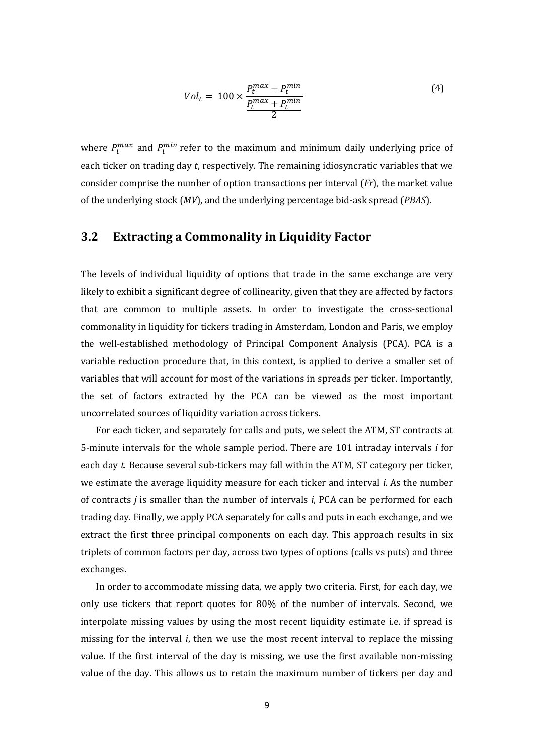$$Vol_t = 100 \times \frac{P_t^{max} - P_t^{min}}{\frac{P_t^{max} + P_t^{min}}{2}} \tag{4}$$

where $P_t^{max}$ and $P_t^{min}$ refer to the maximum and minimum daily underlying price of each ticker on trading day $t$, respectively. The remaining idiosyncratic variables that we consider comprise the number of option transactions per interval (*Fr*), the market value of the underlying stock (*MV*), and the underlying percentage bid-ask spread (*PBAS*).

## 3.2 Extracting a Commonality in Liquidity Factor

The levels of individual liquidity of options that trade in the same exchange are very likely to exhibit a significant degree of collinearity, given that they are affected by factors that are common to multiple assets. In order to investigate the cross-sectional commonality in liquidity for tickers trading in Amsterdam, London and Paris, we employ the well-established methodology of Principal Component Analysis (PCA). PCA is a variable reduction procedure that, in this context, is applied to derive a smaller set of variables that will account for most of the variations in spreads per ticker. Importantly, the set of factors extracted by the PCA can be viewed as the most important uncorrelated sources of liquidity variation across tickers.

For each ticker, and separately for calls and puts, we select the ATM, ST contracts at 5-minute intervals for the whole sample period. There are 101 intraday intervals $i$ for each day $t$. Because several sub-tickers may fall within the ATM, ST category per ticker, we estimate the average liquidity measure for each ticker and interval $i$. As the number of contracts $j$ is smaller than the number of intervals $i$, PCA can be performed for each trading day. Finally, we apply PCA separately for calls and puts in each exchange, and we extract the first three principal components on each day. This approach results in six triplets of common factors per day, across two types of options (calls vs puts) and three exchanges.

In order to accommodate missing data, we apply two criteria. First, for each day, we only use tickers that report quotes for 80% of the number of intervals. Second, we interpolate missing values by using the most recent liquidity estimate i.e. if spread is missing for the interval $i$, then we use the most recent interval to replace the missing value. If the first interval of the day is missing, we use the first available non-missing value of the day. This allows us to retain the maximum number of tickers per day and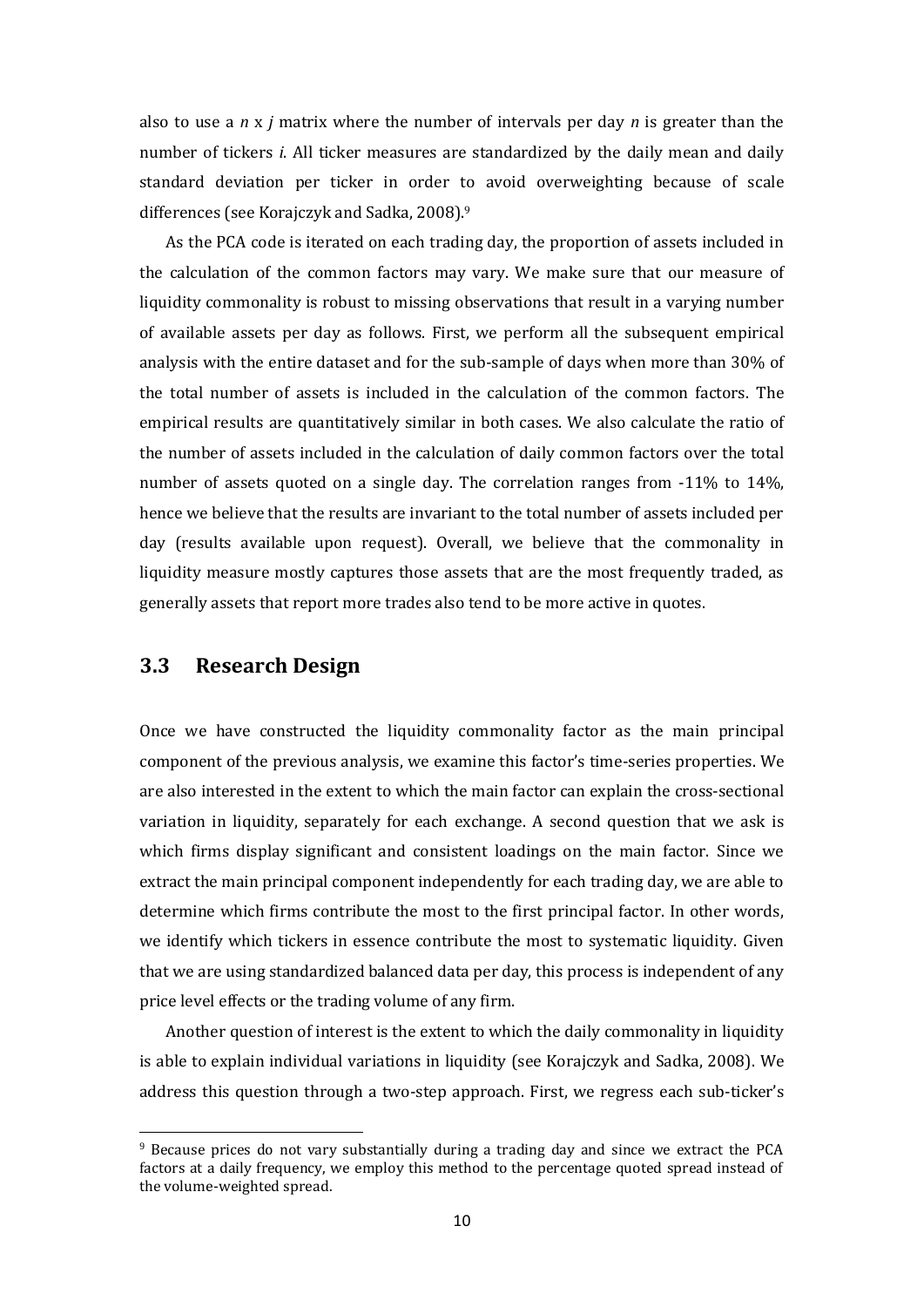also to use a $n$ x $j$ matrix where the number of intervals per day $n$ is greater than the number of tickers $i$. All ticker measures are standardized by the daily mean and daily standard deviation per ticker in order to avoid overweighting because of scale differences (see Korajczyk and Sadka, 2008).[9]

As the PCA code is iterated on each trading day, the proportion of assets included in the calculation of the common factors may vary. We make sure that our measure of liquidity commonality is robust to missing observations that result in a varying number of available assets per day as follows. First, we perform all the subsequent empirical analysis with the entire dataset and for the sub-sample of days when more than 30% of the total number of assets is included in the calculation of the common factors. The empirical results are quantitatively similar in both cases. We also calculate the ratio of the number of assets included in the calculation of daily common factors over the total number of assets quoted on a single day. The correlation ranges from -11% to 14%, hence we believe that the results are invariant to the total number of assets included per day (results available upon request). Overall, we believe that the commonality in liquidity measure mostly captures those assets that are the most frequently traded, as generally assets that report more trades also tend to be more active in quotes.

## 3.3 Research Design

Once we have constructed the liquidity commonality factor as the main principal component of the previous analysis, we examine this factor's time-series properties. We are also interested in the extent to which the main factor can explain the cross-sectional variation in liquidity, separately for each exchange. A second question that we ask is which firms display significant and consistent loadings on the main factor. Since we extract the main principal component independently for each trading day, we are able to determine which firms contribute the most to the first principal factor. In other words, we identify which tickers in essence contribute the most to systematic liquidity. Given that we are using standardized balanced data per day, this process is independent of any price level effects or the trading volume of any firm.

Another question of interest is the extent to which the daily commonality in liquidity is able to explain individual variations in liquidity (see Korajczyk and Sadka, 2008). We address this question through a two-step approach. First, we regress each sub-ticker's

[9] Because prices do not vary substantially during a trading day and since we extract the PCA factors at a daily frequency, we employ this method to the percentage quoted spread instead of the volume-weighted spread.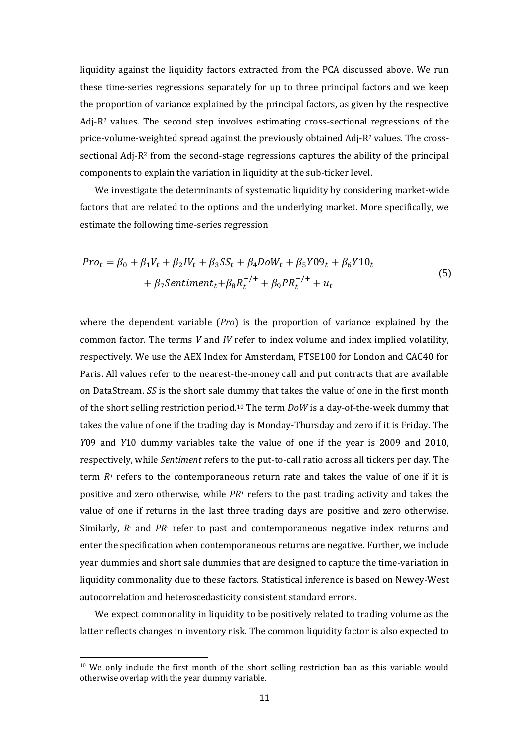liquidity against the liquidity factors extracted from the PCA discussed above. We run these time-series regressions separately for up to three principal factors and we keep the proportion of variance explained by the principal factors, as given by the respective Adj-$R^2$ values. The second step involves estimating cross-sectional regressions of the price-volume-weighted spread against the previously obtained Adj-$R^2$ values. The cross-sectional Adj-$R^2$ from the second-stage regressions captures the ability of the principal components to explain the variation in liquidity at the sub-ticker level.

We investigate the determinants of systematic liquidity by considering market-wide factors that are related to the options and the underlying market. More specifically, we estimate the following time-series regression

$$
\begin{aligned}
Pro_t = \beta_0 + \beta_1 V_t + \beta_2 IV_t + \beta_3 SS_t + \beta_4 DoW_t + \beta_5 Y09_t + \beta_6 Y10_t \\
+ \beta_7 Sentiment_t + \beta_8 R_t^{-/+} + \beta_9 PR_t^{-/+} + u_t
\end{aligned}
\tag{5}
$$

where the dependent variable (*Pro*) is the proportion of variance explained by the common factor. The terms *V* and *IV* refer to index volume and index implied volatility, respectively. We use the AEX Index for Amsterdam, FTSE100 for London and CAC40 for Paris. All values refer to the nearest-the-money call and put contracts that are available on DataStream. *SS* is the short sale dummy that takes the value of one in the first month of the short selling restriction period.[10] The term *DoW* is a day-of-the-week dummy that takes the value of one if the trading day is Monday-Thursday and zero if it is Friday. The *Y*09 and *Y*10 dummy variables take the value of one if the year is 2009 and 2010, respectively, while *Sentiment* refers to the put-to-call ratio across all tickers per day. The term $R^+$ refers to the contemporaneous return rate and takes the value of one if it is positive and zero otherwise, while $PR^+$ refers to the past trading activity and takes the value of one if returns in the last three trading days are positive and zero otherwise. Similarly, $R^-$ and $PR^-$ refer to past and contemporaneous negative index returns and enter the specification when contemporaneous returns are negative. Further, we include year dummies and short sale dummies that are designed to capture the time-variation in liquidity commonality due to these factors. Statistical inference is based on Newey-West autocorrelation and heteroscedasticity consistent standard errors.

We expect commonality in liquidity to be positively related to trading volume as the latter reflects changes in inventory risk. The common liquidity factor is also expected to

[10] We only include the first month of the short selling restriction ban as this variable would otherwise overlap with the year dummy variable.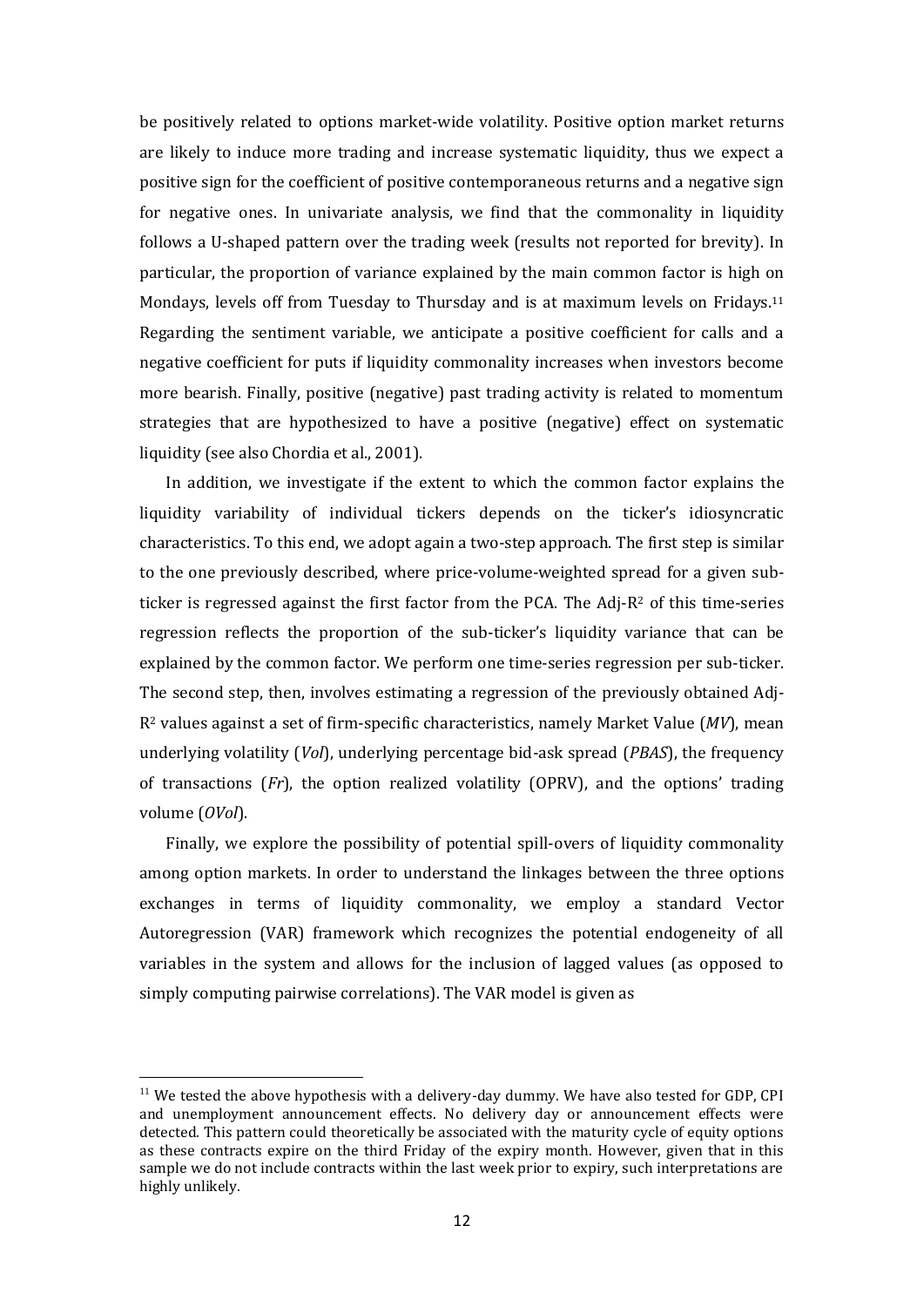be positively related to options market-wide volatility. Positive option market returns are likely to induce more trading and increase systematic liquidity, thus we expect a positive sign for the coefficient of positive contemporaneous returns and a negative sign for negative ones. In univariate analysis, we find that the commonality in liquidity follows a U-shaped pattern over the trading week (results not reported for brevity). In particular, the proportion of variance explained by the main common factor is high on Mondays, levels off from Tuesday to Thursday and is at maximum levels on Fridays.[11] Regarding the sentiment variable, we anticipate a positive coefficient for calls and a negative coefficient for puts if liquidity commonality increases when investors become more bearish. Finally, positive (negative) past trading activity is related to momentum strategies that are hypothesized to have a positive (negative) effect on systematic liquidity (see also Chordia et al., 2001).

In addition, we investigate if the extent to which the common factor explains the liquidity variability of individual tickers depends on the ticker's idiosyncratic characteristics. To this end, we adopt again a two-step approach. The first step is similar to the one previously described, where price-volume-weighted spread for a given sub-ticker is regressed against the first factor from the PCA. The Adj-$R^2$ of this time-series regression reflects the proportion of the sub-ticker's liquidity variance that can be explained by the common factor. We perform one time-series regression per sub-ticker. The second step, then, involves estimating a regression of the previously obtained Adj-$R^2$ values against a set of firm-specific characteristics, namely Market Value (*MV*), mean underlying volatility (*Vol*), underlying percentage bid-ask spread (*PBAS*), the frequency of transactions (*Fr*), the option realized volatility (OPRV), and the options' trading volume (*OVol*).

Finally, we explore the possibility of potential spill-overs of liquidity commonality among option markets. In order to understand the linkages between the three options exchanges in terms of liquidity commonality, we employ a standard Vector Autoregression (VAR) framework which recognizes the potential endogeneity of all variables in the system and allows for the inclusion of lagged values (as opposed to simply computing pairwise correlations). The VAR model is given as

---

[11] We tested the above hypothesis with a delivery-day dummy. We have also tested for GDP, CPI and unemployment announcement effects. No delivery day or announcement effects were detected. This pattern could theoretically be associated with the maturity cycle of equity options as these contracts expire on the third Friday of the expiry month. However, given that in this sample we do not include contracts within the last week prior to expiry, such interpretations are highly unlikely.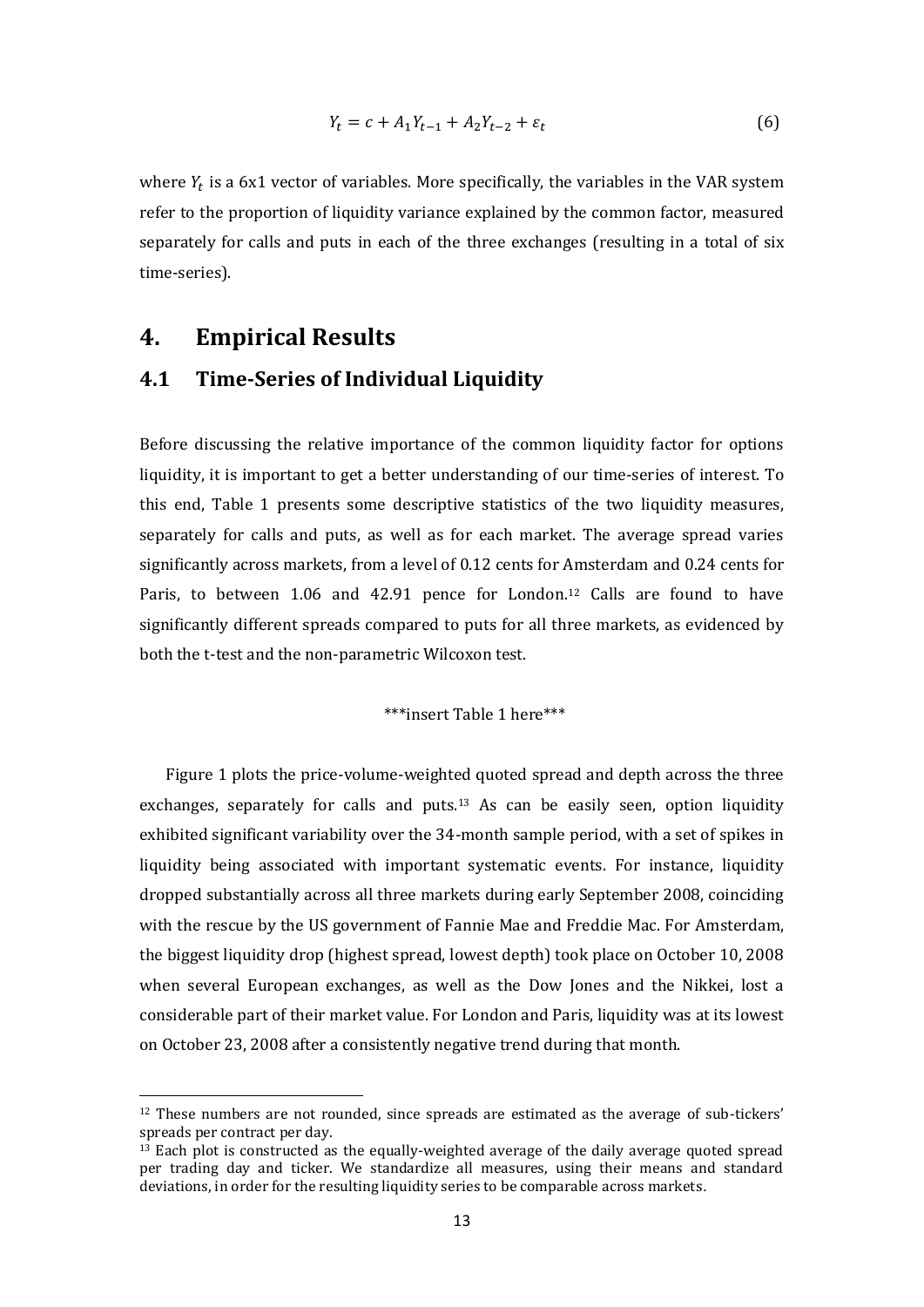$$Y_t = c + A_1 Y_{t-1} + A_2 Y_{t-2} + \varepsilon_t \tag{6}$$

where $Y_t$ is a 6x1 vector of variables. More specifically, the variables in the VAR system refer to the proportion of liquidity variance explained by the common factor, measured separately for calls and puts in each of the three exchanges (resulting in a total of six time-series).

# 4. Empirical Results

## 4.1 Time-Series of Individual Liquidity

Before discussing the relative importance of the common liquidity factor for options liquidity, it is important to get a better understanding of our time-series of interest. To this end, Table 1 presents some descriptive statistics of the two liquidity measures, separately for calls and puts, as well as for each market. The average spread varies significantly across markets, from a level of 0.12 cents for Amsterdam and 0.24 cents for Paris, to between 1.06 and 42.91 pence for London.[12] Calls are found to have significantly different spreads compared to puts for all three markets, as evidenced by both the t-test and the non-parametric Wilcoxon test.

***insert Table 1 here***

Figure 1 plots the price-volume-weighted quoted spread and depth across the three exchanges, separately for calls and puts.[13] As can be easily seen, option liquidity exhibited significant variability over the 34-month sample period, with a set of spikes in liquidity being associated with important systematic events. For instance, liquidity dropped substantially across all three markets during early September 2008, coinciding with the rescue by the US government of Fannie Mae and Freddie Mac. For Amsterdam, the biggest liquidity drop (highest spread, lowest depth) took place on October 10, 2008 when several European exchanges, as well as the Dow Jones and the Nikkei, lost a considerable part of their market value. For London and Paris, liquidity was at its lowest on October 23, 2008 after a consistently negative trend during that month.

[12] These numbers are not rounded, since spreads are estimated as the average of sub-tickers' spreads per contract per day.

[13] Each plot is constructed as the equally-weighted average of the daily average quoted spread per trading day and ticker. We standardize all measures, using their means and standard deviations, in order for the resulting liquidity series to be comparable across markets.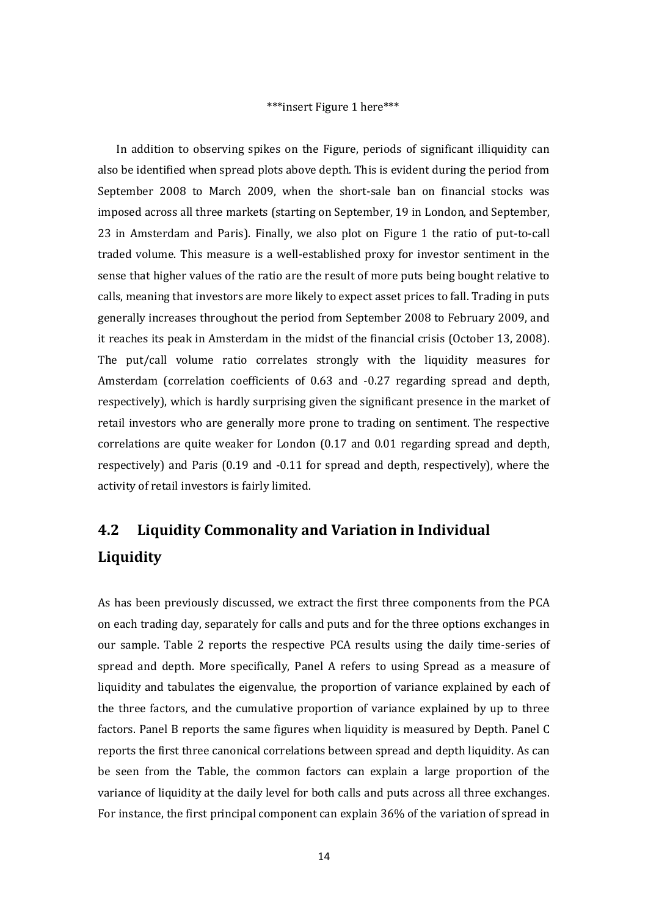\*\*\*insert Figure 1 here\*\*\*

In addition to observing spikes on the Figure, periods of significant illiquidity can also be identified when spread plots above depth. This is evident during the period from September 2008 to March 2009, when the short-sale ban on financial stocks was imposed across all three markets (starting on September, 19 in London, and September, 23 in Amsterdam and Paris). Finally, we also plot on Figure 1 the ratio of put-to-call traded volume. This measure is a well-established proxy for investor sentiment in the sense that higher values of the ratio are the result of more puts being bought relative to calls, meaning that investors are more likely to expect asset prices to fall. Trading in puts generally increases throughout the period from September 2008 to February 2009, and it reaches its peak in Amsterdam in the midst of the financial crisis (October 13, 2008). The put/call volume ratio correlates strongly with the liquidity measures for Amsterdam (correlation coefficients of 0.63 and -0.27 regarding spread and depth, respectively), which is hardly surprising given the significant presence in the market of retail investors who are generally more prone to trading on sentiment. The respective correlations are quite weaker for London (0.17 and 0.01 regarding spread and depth, respectively) and Paris (0.19 and -0.11 for spread and depth, respectively), where the activity of retail investors is fairly limited.

## 4.2 Liquidity Commonality and Variation in Individual Liquidity

As has been previously discussed, we extract the first three components from the PCA on each trading day, separately for calls and puts and for the three options exchanges in our sample. Table 2 reports the respective PCA results using the daily time-series of spread and depth. More specifically, Panel A refers to using Spread as a measure of liquidity and tabulates the eigenvalue, the proportion of variance explained by each of the three factors, and the cumulative proportion of variance explained by up to three factors. Panel B reports the same figures when liquidity is measured by Depth. Panel C reports the first three canonical correlations between spread and depth liquidity. As can be seen from the Table, the common factors can explain a large proportion of the variance of liquidity at the daily level for both calls and puts across all three exchanges. For instance, the first principal component can explain 36% of the variation of spread in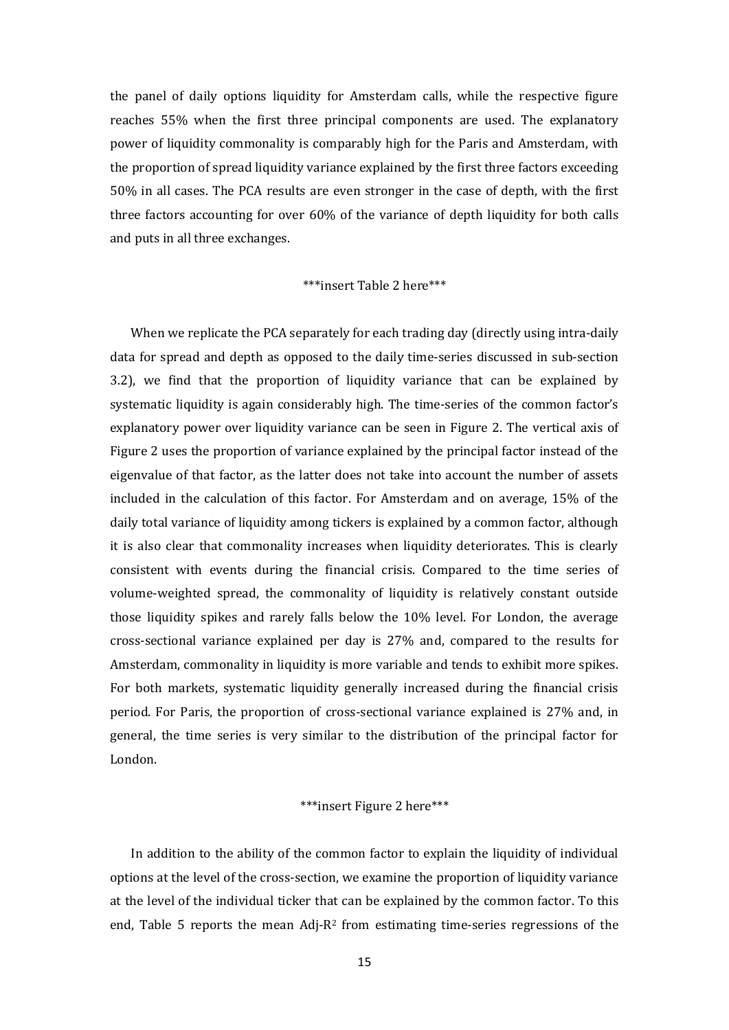the panel of daily options liquidity for Amsterdam calls, while the respective figure reaches 55% when the first three principal components are used. The explanatory power of liquidity commonality is comparably high for the Paris and Amsterdam, with the proportion of spread liquidity variance explained by the first three factors exceeding 50% in all cases. The PCA results are even stronger in the case of depth, with the first three factors accounting for over 60% of the variance of depth liquidity for both calls and puts in all three exchanges.

***insert Table 2 here***

When we replicate the PCA separately for each trading day (directly using intra-daily data for spread and depth as opposed to the daily time-series discussed in sub-section 3.2), we find that the proportion of liquidity variance that can be explained by systematic liquidity is again considerably high. The time-series of the common factor's explanatory power over liquidity variance can be seen in Figure 2. The vertical axis of Figure 2 uses the proportion of variance explained by the principal factor instead of the eigenvalue of that factor, as the latter does not take into account the number of assets included in the calculation of this factor. For Amsterdam and on average, 15% of the daily total variance of liquidity among tickers is explained by a common factor, although it is also clear that commonality increases when liquidity deteriorates. This is clearly consistent with events during the financial crisis. Compared to the time series of volume-weighted spread, the commonality of liquidity is relatively constant outside those liquidity spikes and rarely falls below the 10% level. For London, the average cross-sectional variance explained per day is 27% and, compared to the results for Amsterdam, commonality in liquidity is more variable and tends to exhibit more spikes. For both markets, systematic liquidity generally increased during the financial crisis period. For Paris, the proportion of cross-sectional variance explained is 27% and, in general, the time series is very similar to the distribution of the principal factor for London.

***insert Figure 2 here***

In addition to the ability of the common factor to explain the liquidity of individual options at the level of the cross-section, we examine the proportion of liquidity variance at the level of the individual ticker that can be explained by the common factor. To this end, Table 5 reports the mean Adj-$R^2$ from estimating time-series regressions of the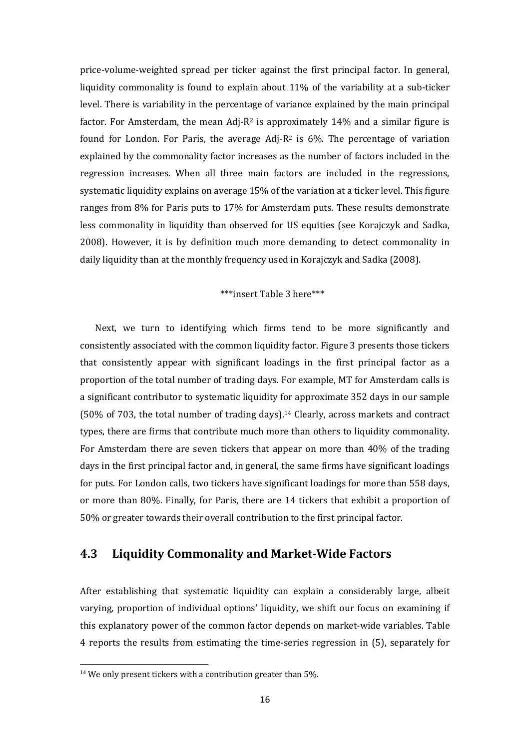price-volume-weighted spread per ticker against the first principal factor. In general, liquidity commonality is found to explain about 11% of the variability at a sub-ticker level. There is variability in the percentage of variance explained by the main principal factor. For Amsterdam, the mean Adj-$R^2$ is approximately 14% and a similar figure is found for London. For Paris, the average Adj-$R^2$ is 6%. The percentage of variation explained by the commonality factor increases as the number of factors included in the regression increases. When all three main factors are included in the regressions, systematic liquidity explains on average 15% of the variation at a ticker level. This figure ranges from 8% for Paris puts to 17% for Amsterdam puts. These results demonstrate less commonality in liquidity than observed for US equities (see Korajczyk and Sadka, 2008). However, it is by definition much more demanding to detect commonality in daily liquidity than at the monthly frequency used in Korajczyk and Sadka (2008).

***insert Table 3 here***

Next, we turn to identifying which firms tend to be more significantly and consistently associated with the common liquidity factor. Figure 3 presents those tickers that consistently appear with significant loadings in the first principal factor as a proportion of the total number of trading days. For example, MT for Amsterdam calls is a significant contributor to systematic liquidity for approximate 352 days in our sample (50% of 703, the total number of trading days).[14] Clearly, across markets and contract types, there are firms that contribute much more than others to liquidity commonality. For Amsterdam there are seven tickers that appear on more than 40% of the trading days in the first principal factor and, in general, the same firms have significant loadings for puts. For London calls, two tickers have significant loadings for more than 558 days, or more than 80%. Finally, for Paris, there are 14 tickers that exhibit a proportion of 50% or greater towards their overall contribution to the first principal factor.

## 4.3 Liquidity Commonality and Market-Wide Factors

After establishing that systematic liquidity can explain a considerably large, albeit varying, proportion of individual options' liquidity, we shift our focus on examining if this explanatory power of the common factor depends on market-wide variables. Table 4 reports the results from estimating the time-series regression in (5), separately for

[14] We only present tickers with a contribution greater than 5%.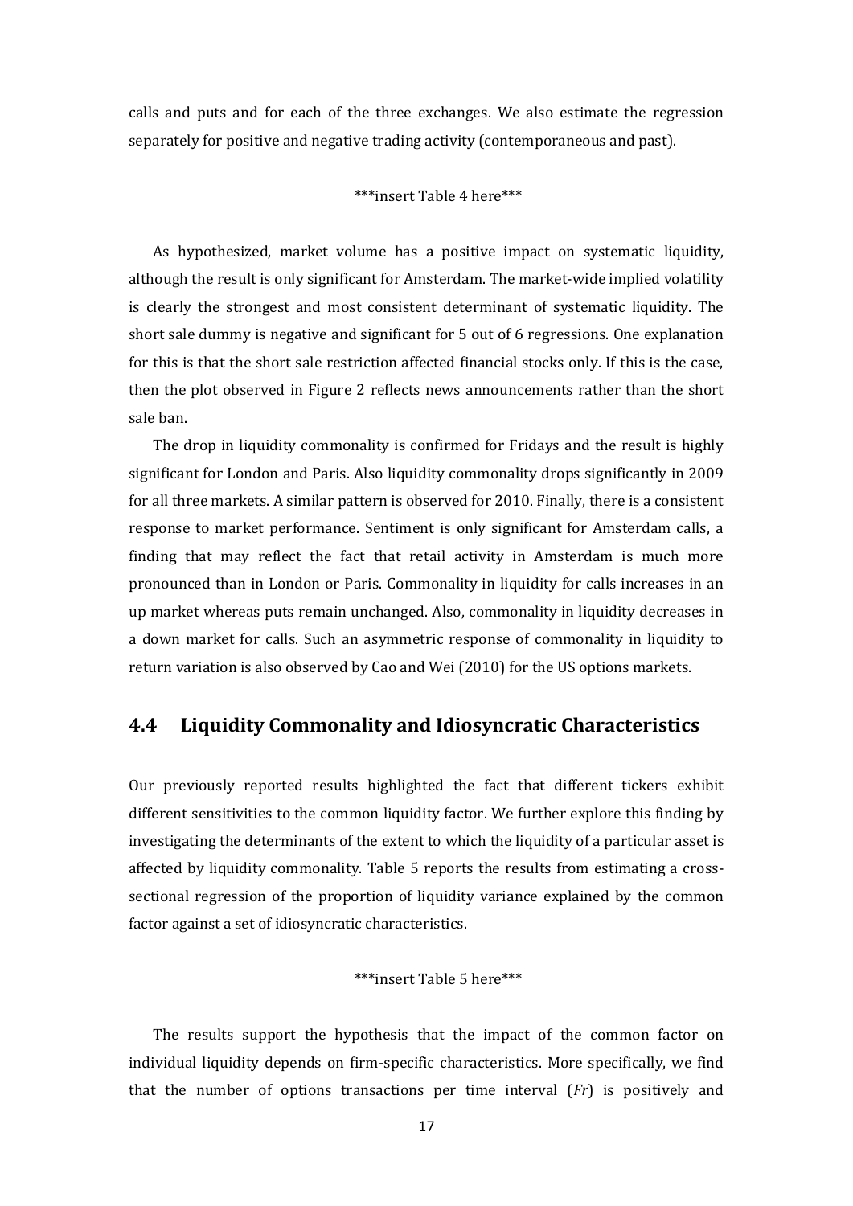calls and puts and for each of the three exchanges. We also estimate the regression separately for positive and negative trading activity (contemporaneous and past).

***insert Table 4 here***

As hypothesized, market volume has a positive impact on systematic liquidity, although the result is only significant for Amsterdam. The market-wide implied volatility is clearly the strongest and most consistent determinant of systematic liquidity. The short sale dummy is negative and significant for 5 out of 6 regressions. One explanation for this is that the short sale restriction affected financial stocks only. If this is the case, then the plot observed in Figure 2 reflects news announcements rather than the short sale ban.

The drop in liquidity commonality is confirmed for Fridays and the result is highly significant for London and Paris. Also liquidity commonality drops significantly in 2009 for all three markets. A similar pattern is observed for 2010. Finally, there is a consistent response to market performance. Sentiment is only significant for Amsterdam calls, a finding that may reflect the fact that retail activity in Amsterdam is much more pronounced than in London or Paris. Commonality in liquidity for calls increases in an up market whereas puts remain unchanged. Also, commonality in liquidity decreases in a down market for calls. Such an asymmetric response of commonality in liquidity to return variation is also observed by Cao and Wei (2010) for the US options markets.

## 4.4 Liquidity Commonality and Idiosyncratic Characteristics

Our previously reported results highlighted the fact that different tickers exhibit different sensitivities to the common liquidity factor. We further explore this finding by investigating the determinants of the extent to which the liquidity of a particular asset is affected by liquidity commonality. Table 5 reports the results from estimating a cross-sectional regression of the proportion of liquidity variance explained by the common factor against a set of idiosyncratic characteristics.

***insert Table 5 here***

The results support the hypothesis that the impact of the common factor on individual liquidity depends on firm-specific characteristics. More specifically, we find that the number of options transactions per time interval (*Fr*) is positively and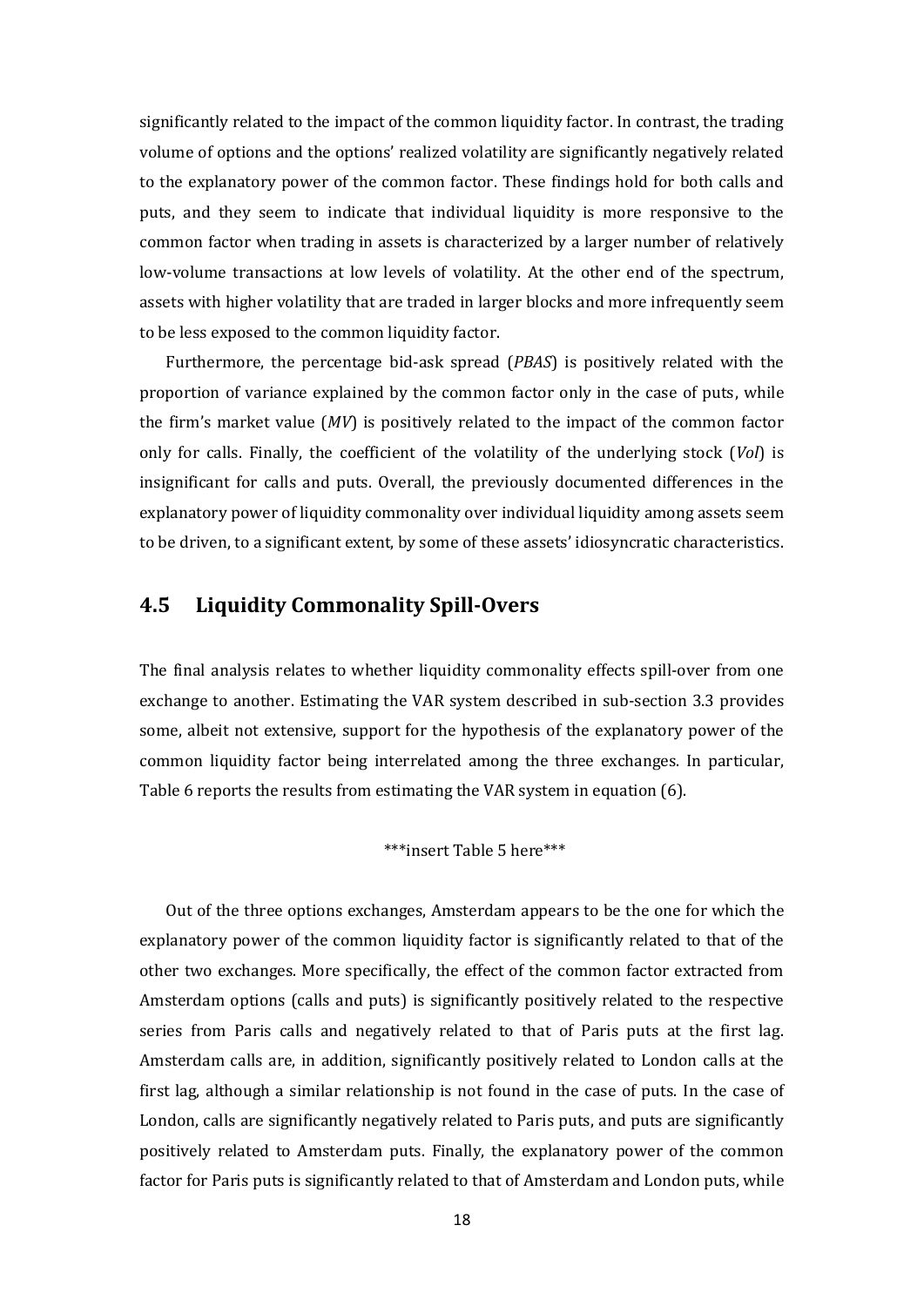significantly related to the impact of the common liquidity factor. In contrast, the trading volume of options and the options' realized volatility are significantly negatively related to the explanatory power of the common factor. These findings hold for both calls and puts, and they seem to indicate that individual liquidity is more responsive to the common factor when trading in assets is characterized by a larger number of relatively low-volume transactions at low levels of volatility. At the other end of the spectrum, assets with higher volatility that are traded in larger blocks and more infrequently seem to be less exposed to the common liquidity factor.

Furthermore, the percentage bid-ask spread (*PBAS*) is positively related with the proportion of variance explained by the common factor only in the case of puts, while the firm's market value (*MV*) is positively related to the impact of the common factor only for calls. Finally, the coefficient of the volatility of the underlying stock (*Vol*) is insignificant for calls and puts. Overall, the previously documented differences in the explanatory power of liquidity commonality over individual liquidity among assets seem to be driven, to a significant extent, by some of these assets' idiosyncratic characteristics.

## 4.5 Liquidity Commonality Spill-Overs

The final analysis relates to whether liquidity commonality effects spill-over from one exchange to another. Estimating the VAR system described in sub-section 3.3 provides some, albeit not extensive, support for the hypothesis of the explanatory power of the common liquidity factor being interrelated among the three exchanges. In particular, Table 6 reports the results from estimating the VAR system in equation (6).

***insert Table 5 here***

Out of the three options exchanges, Amsterdam appears to be the one for which the explanatory power of the common liquidity factor is significantly related to that of the other two exchanges. More specifically, the effect of the common factor extracted from Amsterdam options (calls and puts) is significantly positively related to the respective series from Paris calls and negatively related to that of Paris puts at the first lag. Amsterdam calls are, in addition, significantly positively related to London calls at the first lag, although a similar relationship is not found in the case of puts. In the case of London, calls are significantly negatively related to Paris puts, and puts are significantly positively related to Amsterdam puts. Finally, the explanatory power of the common factor for Paris puts is significantly related to that of Amsterdam and London puts, while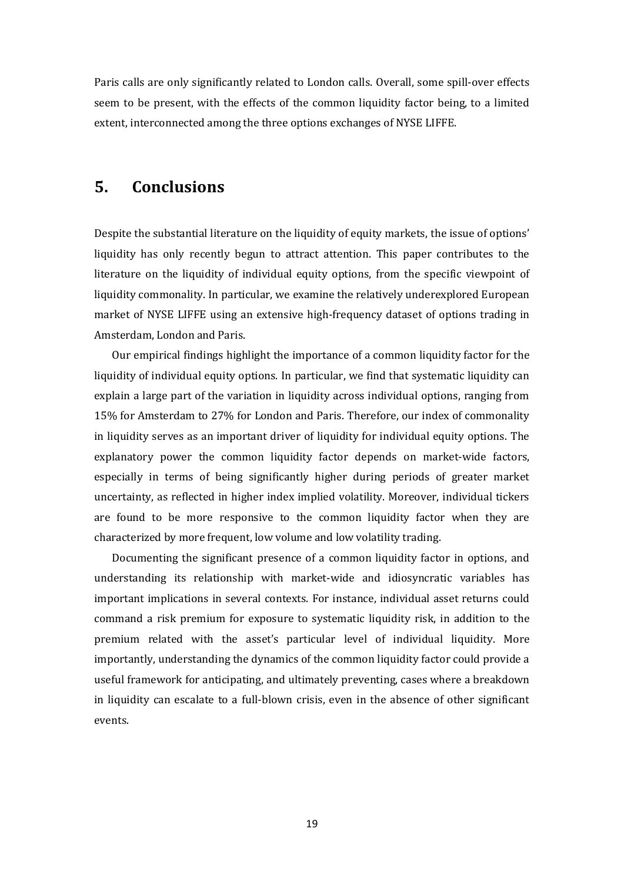Paris calls are only significantly related to London calls. Overall, some spill-over effects seem to be present, with the effects of the common liquidity factor being, to a limited extent, interconnected among the three options exchanges of NYSE LIFFE.

## 5. Conclusions

Despite the substantial literature on the liquidity of equity markets, the issue of options' liquidity has only recently begun to attract attention. This paper contributes to the literature on the liquidity of individual equity options, from the specific viewpoint of liquidity commonality. In particular, we examine the relatively underexplored European market of NYSE LIFFE using an extensive high-frequency dataset of options trading in Amsterdam, London and Paris.

Our empirical findings highlight the importance of a common liquidity factor for the liquidity of individual equity options. In particular, we find that systematic liquidity can explain a large part of the variation in liquidity across individual options, ranging from 15% for Amsterdam to 27% for London and Paris. Therefore, our index of commonality in liquidity serves as an important driver of liquidity for individual equity options. The explanatory power the common liquidity factor depends on market-wide factors, especially in terms of being significantly higher during periods of greater market uncertainty, as reflected in higher index implied volatility. Moreover, individual tickers are found to be more responsive to the common liquidity factor when they are characterized by more frequent, low volume and low volatility trading.

Documenting the significant presence of a common liquidity factor in options, and understanding its relationship with market-wide and idiosyncratic variables has important implications in several contexts. For instance, individual asset returns could command a risk premium for exposure to systematic liquidity risk, in addition to the premium related with the asset's particular level of individual liquidity. More importantly, understanding the dynamics of the common liquidity factor could provide a useful framework for anticipating, and ultimately preventing, cases where a breakdown in liquidity can escalate to a full-blown crisis, even in the absence of other significant events.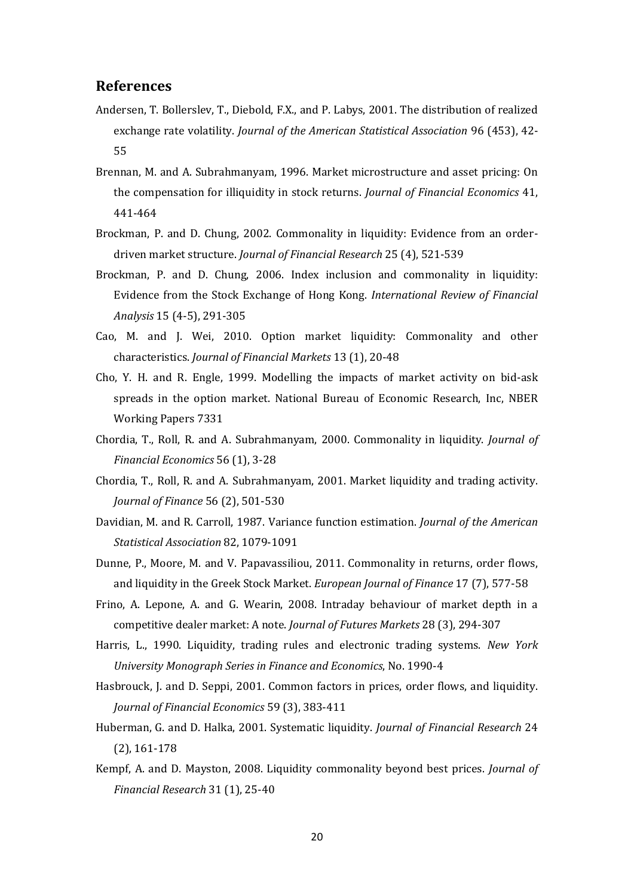## References

Andersen, T. Bollerslev, T., Diebold, F.X., and P. Labys, 2001. The distribution of realized exchange rate volatility. *Journal of the American Statistical Association* 96 (453), 42-55

Brennan, M. and A. Subrahmanyam, 1996. Market microstructure and asset pricing: On the compensation for illiquidity in stock returns. *Journal of Financial Economics* 41, 441-464

Brockman, P. and D. Chung, 2002. Commonality in liquidity: Evidence from an order-driven market structure. *Journal of Financial Research* 25 (4), 521-539

Brockman, P. and D. Chung, 2006. Index inclusion and commonality in liquidity: Evidence from the Stock Exchange of Hong Kong. *International Review of Financial Analysis* 15 (4-5), 291-305

Cao, M. and J. Wei, 2010. Option market liquidity: Commonality and other characteristics. *Journal of Financial Markets* 13 (1), 20-48

Cho, Y. H. and R. Engle, 1999. Modelling the impacts of market activity on bid-ask spreads in the option market. National Bureau of Economic Research, Inc, NBER Working Papers 7331

Chordia, T., Roll, R. and A. Subrahmanyam, 2000. Commonality in liquidity. *Journal of Financial Economics* 56 (1), 3-28

Chordia, T., Roll, R. and A. Subrahmanyam, 2001. Market liquidity and trading activity. *Journal of Finance* 56 (2), 501-530

Davidian, M. and R. Carroll, 1987. Variance function estimation. *Journal of the American Statistical Association* 82, 1079-1091

Dunne, P., Moore, M. and V. Papavassiliou, 2011. Commonality in returns, order flows, and liquidity in the Greek Stock Market. *European Journal of Finance* 17 (7), 577-58

Frino, A. Lepone, A. and G. Wearin, 2008. Intraday behaviour of market depth in a competitive dealer market: A note. *Journal of Futures Markets* 28 (3), 294-307

Harris, L., 1990. Liquidity, trading rules and electronic trading systems. *New York University Monograph Series in Finance and Economics*, No. 1990-4

Hasbrouck, J. and D. Seppi, 2001. Common factors in prices, order flows, and liquidity. *Journal of Financial Economics* 59 (3), 383-411

Huberman, G. and D. Halka, 2001. Systematic liquidity. *Journal of Financial Research* 24 (2), 161-178

Kempf, A. and D. Mayston, 2008. Liquidity commonality beyond best prices. *Journal of Financial Research* 31 (1), 25-40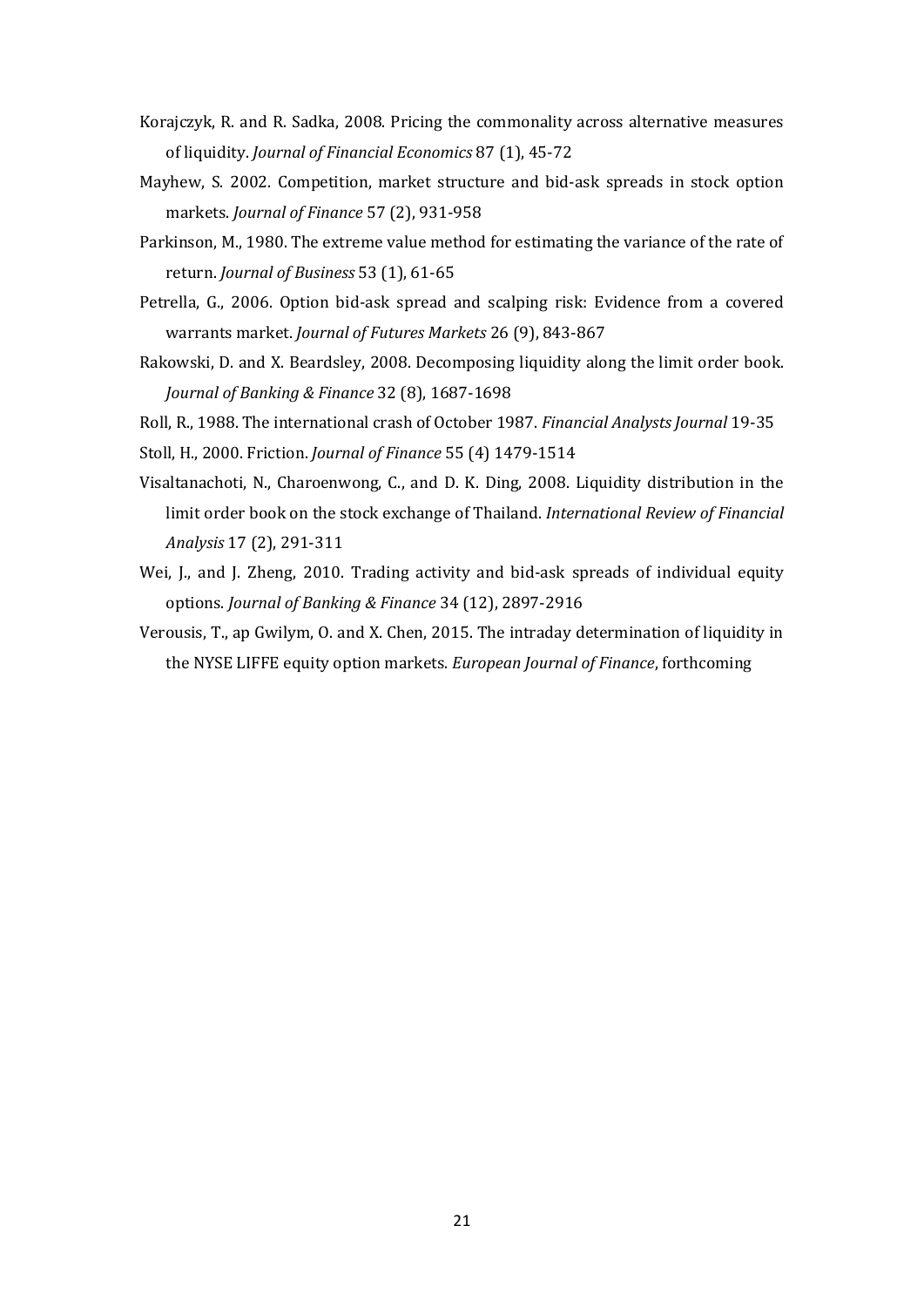Korajczyk, R. and R. Sadka, 2008. Pricing the commonality across alternative measures of liquidity. *Journal of Financial Economics* 87 (1), 45-72

Mayhew, S. 2002. Competition, market structure and bid-ask spreads in stock option markets. *Journal of Finance* 57 (2), 931-958

Parkinson, M., 1980. The extreme value method for estimating the variance of the rate of return. *Journal of Business* 53 (1), 61-65

Petrella, G., 2006. Option bid-ask spread and scalping risk: Evidence from a covered warrants market. *Journal of Futures Markets* 26 (9), 843-867

Rakowski, D. and X. Beardsley, 2008. Decomposing liquidity along the limit order book. *Journal of Banking & Finance* 32 (8), 1687-1698

Roll, R., 1988. The international crash of October 1987. *Financial Analysts Journal* 19-35

Stoll, H., 2000. Friction. *Journal of Finance* 55 (4) 1479-1514

Visaltanachoti, N., Charoenwong, C., and D. K. Ding, 2008. Liquidity distribution in the limit order book on the stock exchange of Thailand. *International Review of Financial Analysis* 17 (2), 291-311

Wei, J., and J. Zheng, 2010. Trading activity and bid-ask spreads of individual equity options. *Journal of Banking & Finance* 34 (12), 2897-2916

Verousis, T., ap Gwilym, O. and X. Chen, 2015. The intraday determination of liquidity in the NYSE LIFFE equity option markets. *European Journal of Finance*, forthcoming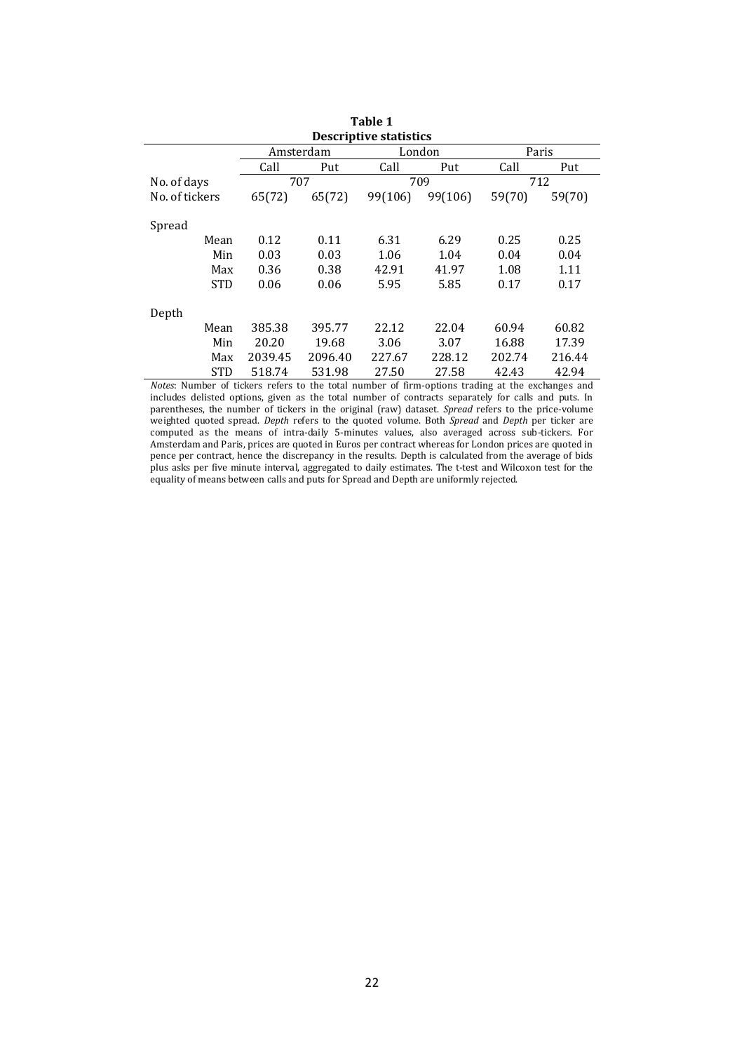**Table 1**
**Descriptive statistics**

| | | Amsterdam | | London | | Paris | |
|---|---|---|---|---|---|---|---|
| | | Call | Put | Call | Put | Call | Put |
| No. of days | | 707 | | 709 | | 712 | |
| No. of tickers | | 65(72) | 65(72) | 99(106) | 99(106) | 59(70) | 59(70) |
| Spread | | | | | | | |
| | Mean | 0.12 | 0.11 | 6.31 | 6.29 | 0.25 | 0.25 |
| | Min | 0.03 | 0.03 | 1.06 | 1.04 | 0.04 | 0.04 |
| | Max | 0.36 | 0.38 | 42.91 | 41.97 | 1.08 | 1.11 |
| | STD | 0.06 | 0.06 | 5.95 | 5.85 | 0.17 | 0.17 |
| Depth | | | | | | | |
| | Mean | 385.38 | 395.77 | 22.12 | 22.04 | 60.94 | 60.82 |
| | Min | 20.20 | 19.68 | 3.06 | 3.07 | 16.88 | 17.39 |
| | Max | 2039.45 | 2096.40 | 227.67 | 228.12 | 202.74 | 216.44 |
| | STD | 518.74 | 531.98 | 27.50 | 27.58 | 42.43 | 42.94 |

*Notes*: Number of tickers refers to the total number of firm-options trading at the exchanges and includes delisted options, given as the total number of contracts separately for calls and puts. In parentheses, the number of tickers in the original (raw) dataset. *Spread* refers to the price-volume weighted quoted spread. *Depth* refers to the quoted volume. Both *Spread* and *Depth* per ticker are computed as the means of intra-daily 5-minutes values, also averaged across sub-tickers. For Amsterdam and Paris, prices are quoted in Euros per contract whereas for London prices are quoted in pence per contract, hence the discrepancy in the results. Depth is calculated from the average of bids plus asks per five minute interval, aggregated to daily estimates. The t-test and Wilcoxon test for the equality of means between calls and puts for Spread and Depth are uniformly rejected.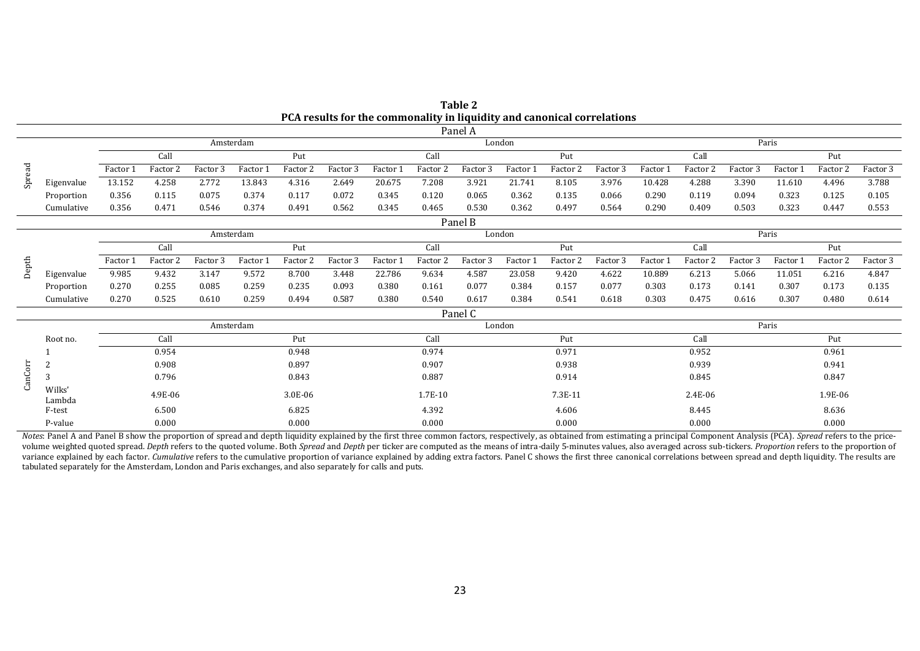**Table 2**
**PCA results for the commonality in liquidity and canonical correlations**

Panel A

| Spread | Amsterdam | | | | | | London | | | | | | Paris | | | | | |
|---|---|---|---|---|---|---|---|---|---|---|---|---|---|---|---|---|---|---|
| | Call | | | Put | | | Call | | | Put | | | Call | | | Put | | |
| | Factor 1 | Factor 2 | Factor 3 | Factor 1 | Factor 2 | Factor 3 | Factor 1 | Factor 2 | Factor 3 | Factor 1 | Factor 2 | Factor 3 | Factor 1 | Factor 2 | Factor 3 | Factor 1 | Factor 2 | Factor 3 |
| Eigenvalue | 13.152 | 4.258 | 2.772 | 13.843 | 4.316 | 2.649 | 20.675 | 7.208 | 3.921 | 21.741 | 8.105 | 3.976 | 10.428 | 4.288 | 3.390 | 11.610 | 4.496 | 3.788 |
| Proportion | 0.356 | 0.115 | 0.075 | 0.374 | 0.117 | 0.072 | 0.345 | 0.120 | 0.065 | 0.362 | 0.135 | 0.066 | 0.290 | 0.119 | 0.094 | 0.323 | 0.125 | 0.105 |
| Cumulative | 0.356 | 0.471 | 0.546 | 0.374 | 0.491 | 0.562 | 0.345 | 0.465 | 0.530 | 0.362 | 0.497 | 0.564 | 0.290 | 0.409 | 0.503 | 0.323 | 0.447 | 0.553 |

Panel B

| Depth | Amsterdam | | | | | | London | | | | | | Paris | | | | | |
|---|---|---|---|---|---|---|---|---|---|---|---|---|---|---|---|---|---|---|
| | Call | | | Put | | | Call | | | Put | | | Call | | | Put | | |
| | Factor 1 | Factor 2 | Factor 3 | Factor 1 | Factor 2 | Factor 3 | Factor 1 | Factor 2 | Factor 3 | Factor 1 | Factor 2 | Factor 3 | Factor 1 | Factor 2 | Factor 3 | Factor 1 | Factor 2 | Factor 3 |
| Eigenvalue | 9.985 | 9.432 | 3.147 | 9.572 | 8.700 | 3.448 | 22.786 | 9.634 | 4.587 | 23.058 | 9.420 | 4.622 | 10.889 | 6.213 | 5.066 | 11.051 | 6.216 | 4.847 |
| Proportion | 0.270 | 0.255 | 0.085 | 0.259 | 0.235 | 0.093 | 0.380 | 0.161 | 0.077 | 0.384 | 0.157 | 0.077 | 0.303 | 0.173 | 0.141 | 0.307 | 0.173 | 0.135 |
| Cumulative | 0.270 | 0.525 | 0.610 | 0.259 | 0.494 | 0.587 | 0.380 | 0.540 | 0.617 | 0.384 | 0.541 | 0.618 | 0.303 | 0.475 | 0.616 | 0.307 | 0.480 | 0.614 |

Panel C

| CanCorr | Amsterdam | | London | | Paris | |
|---|---|---|---|---|---|---|
| Root no. | Call | Put | Call | Put | Call | Put |
| 1 | 0.954 | 0.948 | 0.974 | 0.971 | 0.952 | 0.961 |
| 2 | 0.908 | 0.897 | 0.907 | 0.938 | 0.939 | 0.941 |
| 3 | 0.796 | 0.843 | 0.887 | 0.914 | 0.845 | 0.847 |
| Wilks' Lambda | 4.9E-06 | 3.0E-06 | 1.7E-10 | 7.3E-11 | 2.4E-06 | 1.9E-06 |
| F-test | 6.500 | 6.825 | 4.392 | 4.606 | 8.445 | 8.636 |
| P-value | 0.000 | 0.000 | 0.000 | 0.000 | 0.000 | 0.000 |

*Notes*: Panel A and Panel B show the proportion of spread and depth liquidity explained by the first three common factors, respectively, as obtained from estimating a principal Component Analysis (PCA). *Spread* refers to the price-volume weighted quoted spread. *Depth* refers to the quoted volume. Both *Spread* and *Depth* per ticker are computed as the means of intra-daily 5-minutes values, also averaged across sub-tickers. *Proportion* refers to the proportion of variance explained by each factor. *Cumulative* refers to the cumulative proportion of variance explained by adding extra factors. Panel C shows the first three canonical correlations between spread and depth liquidity. The results are tabulated separately for the Amsterdam, London and Paris exchanges, and also separately for calls and puts.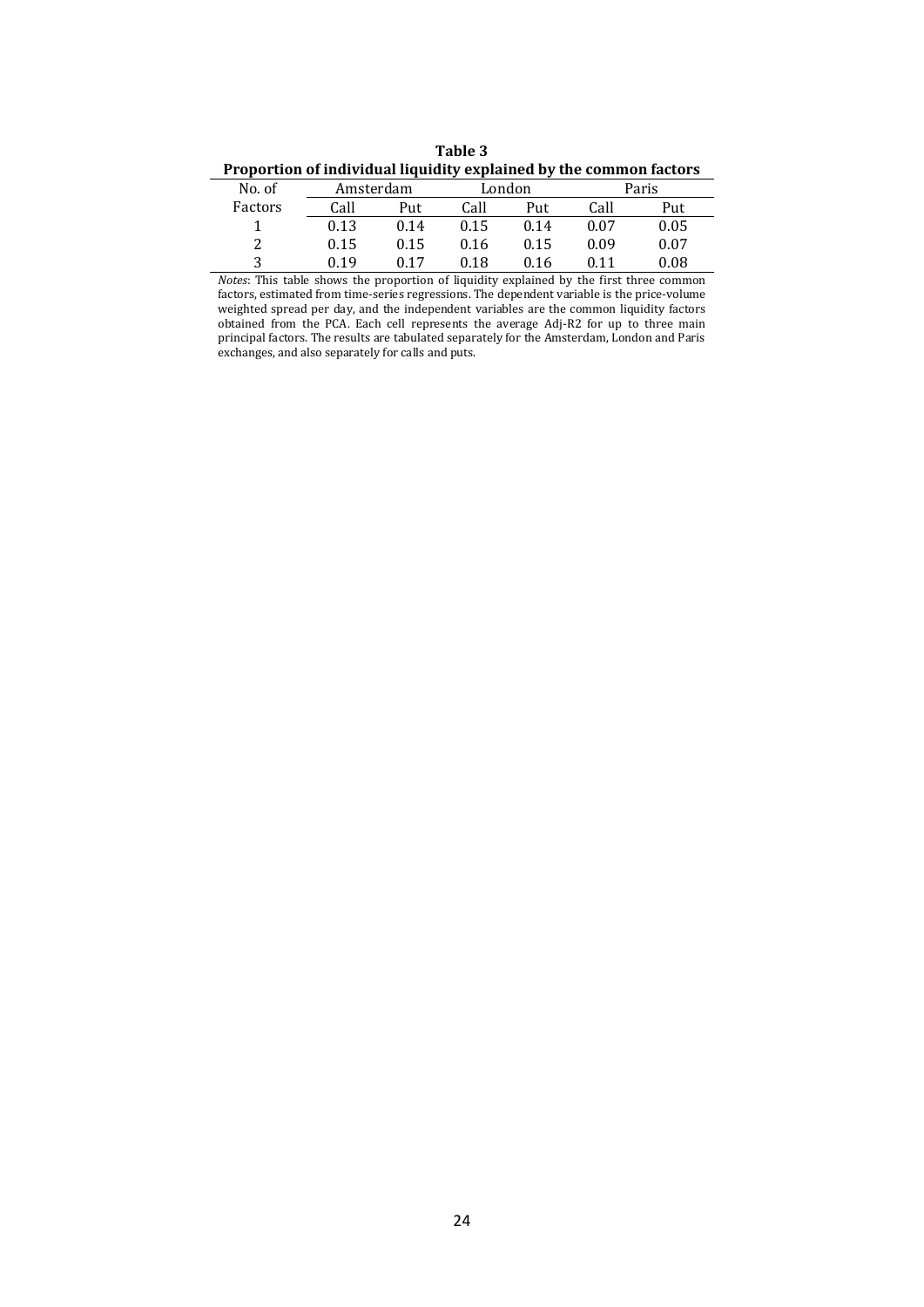**Table 3**

**Proportion of individual liquidity explained by the common factors**

| No. of | Amsterdam | | London | | Paris | |
|---|---|---|---|---|---|---|
| Factors | Call | Put | Call | Put | Call | Put |
| 1 | 0.13 | 0.14 | 0.15 | 0.14 | 0.07 | 0.05 |
| 2 | 0.15 | 0.15 | 0.16 | 0.15 | 0.09 | 0.07 |
| 3 | 0.19 | 0.17 | 0.18 | 0.16 | 0.11 | 0.08 |

*Notes*: This table shows the proportion of liquidity explained by the first three common factors, estimated from time-series regressions. The dependent variable is the price-volume weighted spread per day, and the independent variables are the common liquidity factors obtained from the PCA. Each cell represents the average Adj-R2 for up to three main principal factors. The results are tabulated separately for the Amsterdam, London and Paris exchanges, and also separately for calls and puts.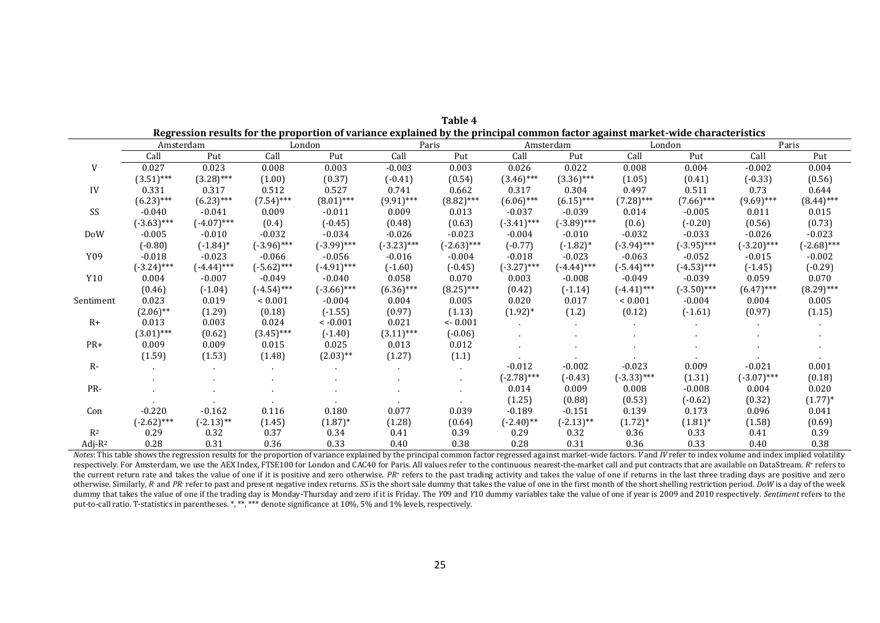**Table 4**

**Regression results for the proportion of variance explained by the principal common factor against market-wide characteristics**

| | Amsterdam | | London | | Paris | | Amsterdam | | London | | Paris | |
|---|---|---|---|---|---|---|---|---|---|---|---|---|
| | Call | Put | Call | Put | Call | Put | Call | Put | Call | Put | Call | Put |
| V | 0.027 | 0.023 | 0.008 | 0.003 | -0.003 | 0.003 | 0.026 | 0.022 | 0.008 | 0.004 | -0.002 | 0.004 |
| | (3.51)*** | (3.28)*** | (1.00) | (0.37) | (-0.41) | (0.54) | (3.46)*** | (3.36)*** | (1.05) | (0.41) | (-0.33) | (0.56) |
| IV | 0.331 | 0.317 | 0.512 | 0.527 | 0.741 | 0.662 | 0.317 | 0.304 | 0.497 | 0.511 | 0.73 | 0.644 |
| | (6.23)*** | (6.23)*** | (7.54)*** | (8.01)*** | (9.91)*** | (8.82)*** | (6.06)*** | (6.15)*** | (7.28)*** | (7.66)*** | (9.69)*** | (8.44)*** |
| SS | -0.040 | -0.041 | 0.009 | -0.011 | 0.009 | 0.013 | -0.037 | -0.039 | 0.014 | -0.005 | 0.011 | 0.015 |
| | (-3.63)*** | (-4.07)*** | (0.4) | (-0.45) | (0.48) | (0.63) | (-3.41)*** | (-3.89)*** | (0.6) | (-0.20) | (0.56) | (0.73) |
| DoW | -0.005 | -0.010 | -0.032 | -0.034 | -0.026 | -0.023 | -0.004 | -0.010 | -0.032 | -0.033 | -0.026 | -0.023 |
| | (-0.80) | (-1.84)* | (-3.96)*** | (-3.99)*** | (-3.23)*** | (-2.63)*** | (-0.77) | (-1.82)* | (-3.94)*** | (-3.95)*** | (-3.20)*** | (-2.68)*** |
| Y09 | -0.018 | -0.023 | -0.066 | -0.056 | -0.016 | -0.004 | -0.018 | -0.023 | -0.063 | -0.052 | -0.015 | -0.002 |
| | (-3.24)*** | (-4.44)*** | (-5.62)*** | (-4.91)*** | (-1.60) | (-0.45) | (-3.27)*** | (-4.44)*** | (-5.44)*** | (-4.53)*** | (-1.45) | (-0.29) |
| Y10 | 0.004 | -0.007 | -0.049 | -0.040 | 0.058 | 0.070 | 0.003 | -0.008 | -0.049 | -0.039 | 0.059 | 0.070 |
| | (0.46) | (-1.04) | (-4.54)*** | (-3.66)*** | (6.36)*** | (8.25)*** | (0.42) | (-1.14) | (-4.41)*** | (-3.50)*** | (6.47)*** | (8.29)*** |
| Sentiment | 0.023 | 0.019 | < 0.001 | -0.004 | 0.004 | 0.005 | 0.020 | 0.017 | < 0.001 | -0.004 | 0.004 | 0.005 |
| | (2.06)** | (1.29) | (0.18) | (-1.55) | (0.97) | (1.13) | (1.92)* | (1.2) | (0.12) | (-1.61) | (0.97) | (1.15) |
| R+ | 0.013 | 0.003 | 0.024 | < -0.001 | 0.021 | <- 0.001 | . | . | . | . | . | . |
| | (3.01)*** | (0.62) | (3.45)*** | (-1.40) | (3.11)*** | (-0.06) | . | . | . | . | . | . |
| PR+ | 0.009 | 0.009 | 0.015 | 0.025 | 0.013 | 0.012 | . | . | . | . | . | . |
| | (1.59) | (1.53) | (1.48) | (2.03)** | (1.27) | (1.1) | . | . | . | . | . | . |
| R- | . | . | . | . | . | . | -0.012 | -0.002 | -0.023 | 0.009 | -0.021 | 0.001 |
| | . | . | . | . | . | . | (-2.78)*** | (-0.43) | (-3.33)*** | (1.31) | (-3.07)*** | (0.18) |
| PR- | . | . | . | . | . | . | 0.014 | 0.009 | 0.008 | -0.008 | 0.004 | 0.020 |
| | . | . | . | . | . | . | (1.25) | (0.88) | (0.53) | (-0.62) | (0.32) | (1.77)* |
| Con | -0.220 | -0.162 | 0.116 | 0.180 | 0.077 | 0.039 | -0.189 | -0.151 | 0.139 | 0.173 | 0.096 | 0.041 |
| | (-2.62)*** | (-2.13)** | (1.45) | (1.87)* | (1.28) | (0.64) | (-2.40)** | (-2.13)** | (1.72)* | (1.81)* | (1.58) | (0.69) |
| $R^2$ | 0.29 | 0.32 | 0.37 | 0.34 | 0.41 | 0.39 | 0.29 | 0.32 | 0.36 | 0.33 | 0.41 | 0.39 |
| Adj-$R^2$ | 0.28 | 0.31 | 0.36 | 0.33 | 0.40 | 0.38 | 0.28 | 0.31 | 0.36 | 0.33 | 0.40 | 0.38 |

*Notes*: This table shows the regression results for the proportion of variance explained by the principal common factor regressed against market-wide factors. *V* and *IV* refer to index volume and index implied volatility respectively. For Amsterdam, we use the AEX Index, FTSE100 for London and CAC40 for Paris. All values refer to the continuous nearest-the-market call and put contracts that are available on DataStream. $R^+$ refers to the current return rate and takes the value of one if it is positive and zero otherwise. $PR^+$ refers to the past trading activity and takes the value of one if returns in the last three trading days are positive and zero otherwise. Similarly, $R^-$ and $PR^-$ refer to past and present negative index returns. *SS* is the short sale dummy that takes the value of one in the first month of the short shelling restriction period. *DoW* is a day of the week dummy that takes the value of one if the trading day is Monday-Thursday and zero if it is Friday. The *Y*09 and *Y*10 dummy variables take the value of one if year is 2009 and 2010 respectively. *Sentiment* refers to the put-to-call ratio. T-statistics in parentheses. *, **, *** denote significance at 10%, 5% and 1% levels, respectively.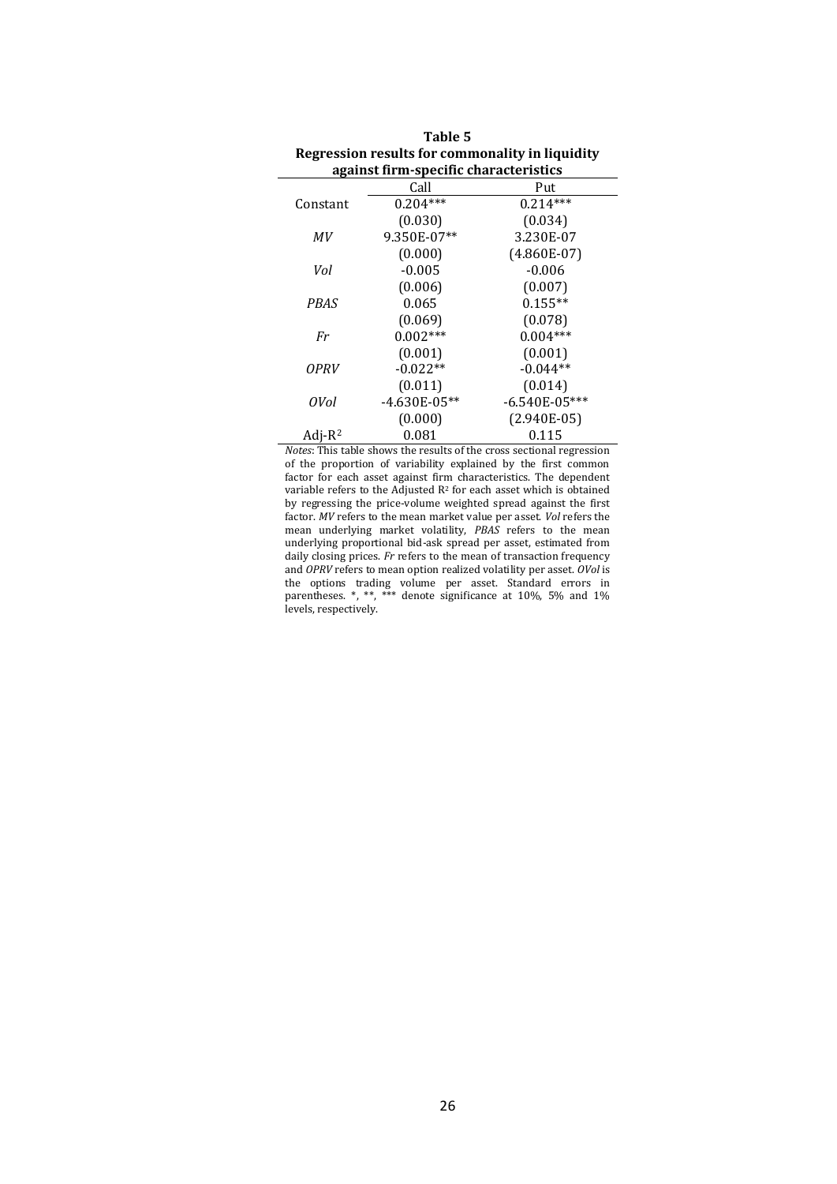**Table 5**
**Regression results for commonality in liquidity against firm-specific characteristics**

| | Call | Put |
|---|---|---|
| Constant | 0.204*** | 0.214*** |
| | (0.030) | (0.034) |
| *MV* | 9.350E-07** | 3.230E-07 |
| | (0.000) | (4.860E-07) |
| *Vol* | -0.005 | -0.006 |
| | (0.006) | (0.007) |
| *PBAS* | 0.065 | 0.155** |
| | (0.069) | (0.078) |
| *Fr* | 0.002*** | 0.004*** |
| | (0.001) | (0.001) |
| *OPRV* | -0.022** | -0.044** |
| | (0.011) | (0.014) |
| *OVol* | -4.630E-05** | -6.540E-05*** |
| | (0.000) | (2.940E-05) |
| Adj-$R^2$ | 0.081 | 0.115 |

*Notes*: This table shows the results of the cross sectional regression of the proportion of variability explained by the first common factor for each asset against firm characteristics. The dependent variable refers to the Adjusted $R^2$ for each asset which is obtained by regressing the price-volume weighted spread against the first factor. *MV* refers to the mean market value per asset. *Vol* refers the mean underlying market volatility, *PBAS* refers to the mean underlying proportional bid-ask spread per asset, estimated from daily closing prices. *Fr* refers to the mean of transaction frequency and *OPRV* refers to mean option realized volatility per asset. *OVol* is the options trading volume per asset. Standard errors in parentheses. *, **, *** denote significance at 10%, 5% and 1% levels, respectively.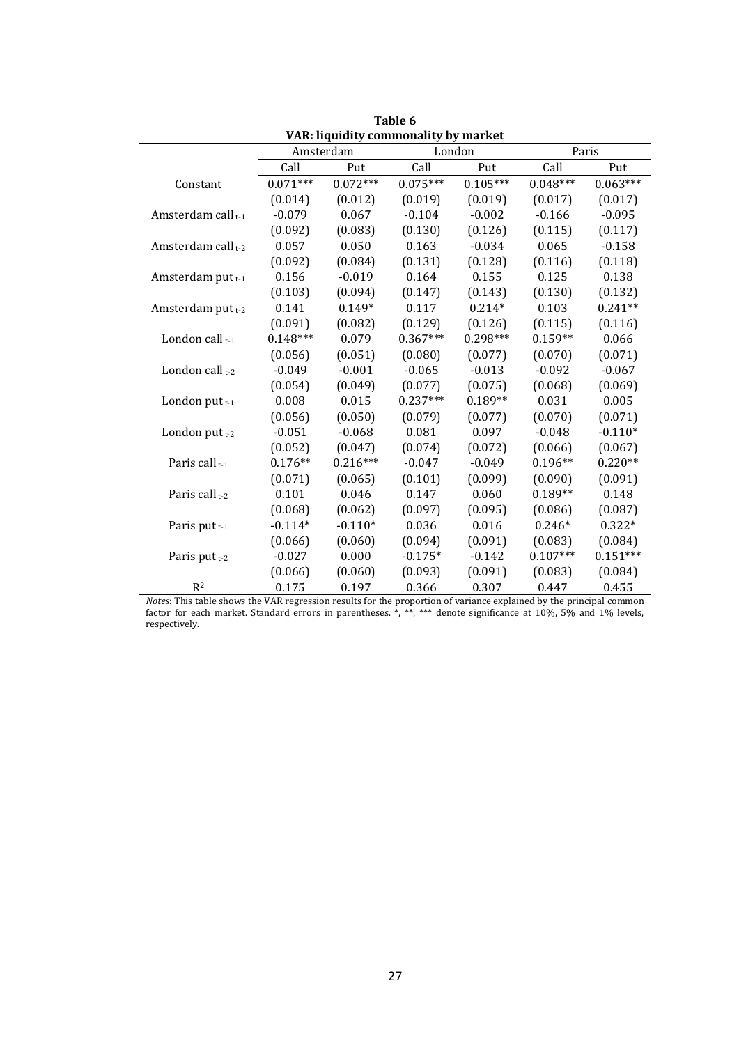**Table 6**

**VAR: liquidity commonality by market**

| | Amsterdam | | London | | Paris | |
|---|---|---|---|---|---|---|
| | Call | Put | Call | Put | Call | Put |
| Constant | 0.071*** | 0.072*** | 0.075*** | 0.105*** | 0.048*** | 0.063*** |
| | (0.014) | (0.012) | (0.019) | (0.019) | (0.017) | (0.017) |
| Amsterdam call $_{t-1}$ | -0.079 | 0.067 | -0.104 | -0.002 | -0.166 | -0.095 |
| | (0.092) | (0.083) | (0.130) | (0.126) | (0.115) | (0.117) |
| Amsterdam call $_{t-2}$ | 0.057 | 0.050 | 0.163 | -0.034 | 0.065 | -0.158 |
| | (0.092) | (0.084) | (0.131) | (0.128) | (0.116) | (0.118) |
| Amsterdam put $_{t-1}$ | 0.156 | -0.019 | 0.164 | 0.155 | 0.125 | 0.138 |
| | (0.103) | (0.094) | (0.147) | (0.143) | (0.130) | (0.132) |
| Amsterdam put $_{t-2}$ | 0.141 | 0.149* | 0.117 | 0.214* | 0.103 | 0.241** |
| | (0.091) | (0.082) | (0.129) | (0.126) | (0.115) | (0.116) |
| London call $_{t-1}$ | 0.148*** | 0.079 | 0.367*** | 0.298*** | 0.159** | 0.066 |
| | (0.056) | (0.051) | (0.080) | (0.077) | (0.070) | (0.071) |
| London call $_{t-2}$ | -0.049 | -0.001 | -0.065 | -0.013 | -0.092 | -0.067 |
| | (0.054) | (0.049) | (0.077) | (0.075) | (0.068) | (0.069) |
| London put $_{t-1}$ | 0.008 | 0.015 | 0.237*** | 0.189** | 0.031 | 0.005 |
| | (0.056) | (0.050) | (0.079) | (0.077) | (0.070) | (0.071) |
| London put $_{t-2}$ | -0.051 | -0.068 | 0.081 | 0.097 | -0.048 | -0.110* |
| | (0.052) | (0.047) | (0.074) | (0.072) | (0.066) | (0.067) |
| Paris call $_{t-1}$ | 0.176** | 0.216*** | -0.047 | -0.049 | 0.196** | 0.220** |
| | (0.071) | (0.065) | (0.101) | (0.099) | (0.090) | (0.091) |
| Paris call $_{t-2}$ | 0.101 | 0.046 | 0.147 | 0.060 | 0.189** | 0.148 |
| | (0.068) | (0.062) | (0.097) | (0.095) | (0.086) | (0.087) |
| Paris put $_{t-1}$ | -0.114* | -0.110* | 0.036 | 0.016 | 0.246* | 0.322* |
| | (0.066) | (0.060) | (0.094) | (0.091) | (0.083) | (0.084) |
| Paris put $_{t-2}$ | -0.027 | 0.000 | -0.175* | -0.142 | 0.107*** | 0.151*** |
| | (0.066) | (0.060) | (0.093) | (0.091) | (0.083) | (0.084) |
| $R^2$ | 0.175 | 0.197 | 0.366 | 0.307 | 0.447 | 0.455 |

*Notes*: This table shows the VAR regression results for the proportion of variance explained by the principal common factor for each market. Standard errors in parentheses. *, **, *** denote significance at 10%, 5% and 1% levels, respectively.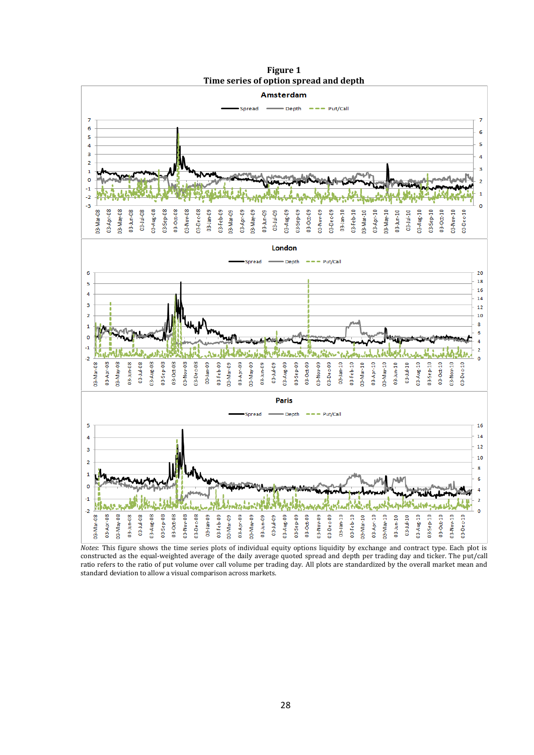**Figure 1**
**Time series of option spread and depth**

*Notes*: This figure shows the time series plots of individual equity options liquidity by exchange and contract type. Each plot is constructed as the equal-weighted average of the daily average quoted spread and depth per trading day and ticker. The put/call ratio refers to the ratio of put volume over call volume per trading day. All plots are standardized by the overall market mean and standard deviation to allow a visual comparison across markets.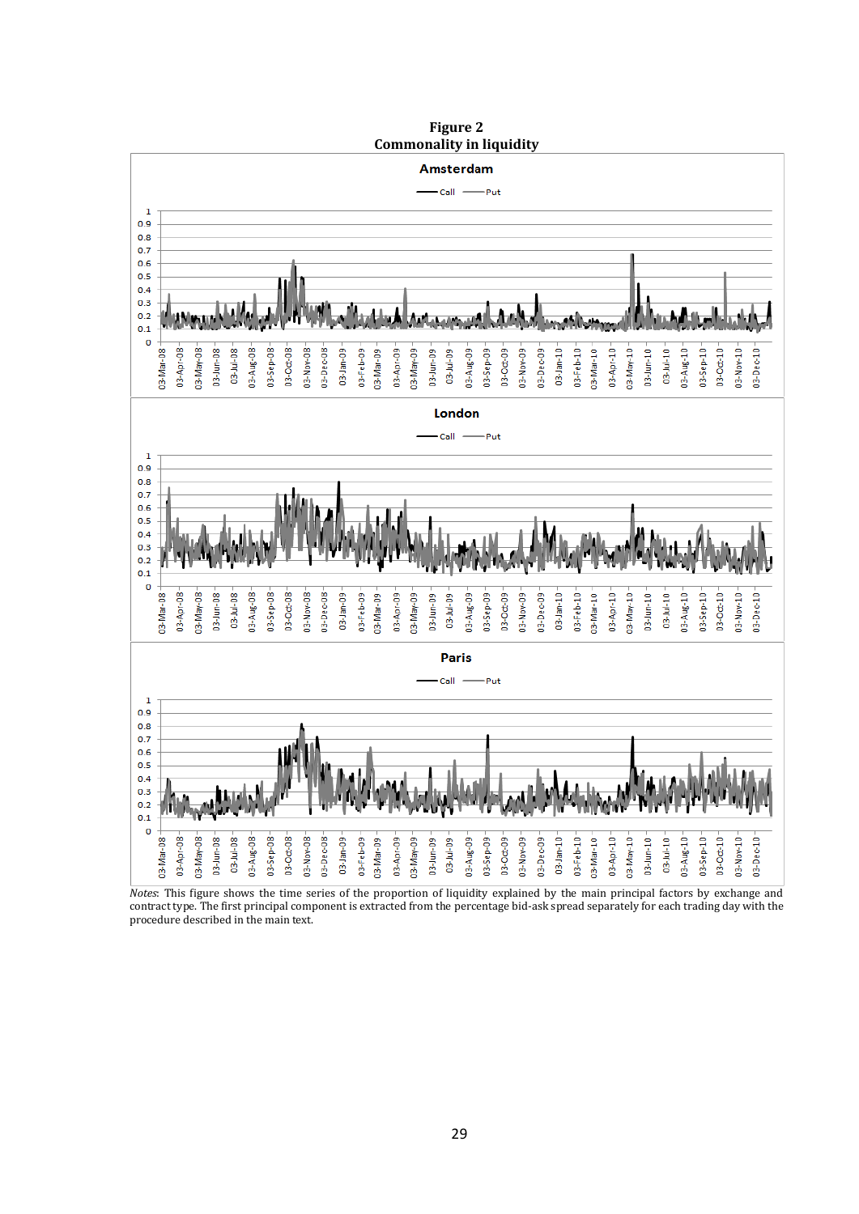**Figure 2**
**Commonality in liquidity**

*Notes*: This figure shows the time series of the proportion of liquidity explained by the main principal factors by exchange and contract type. The first principal component is extracted from the percentage bid-ask spread separately for each trading day with the procedure described in the main text.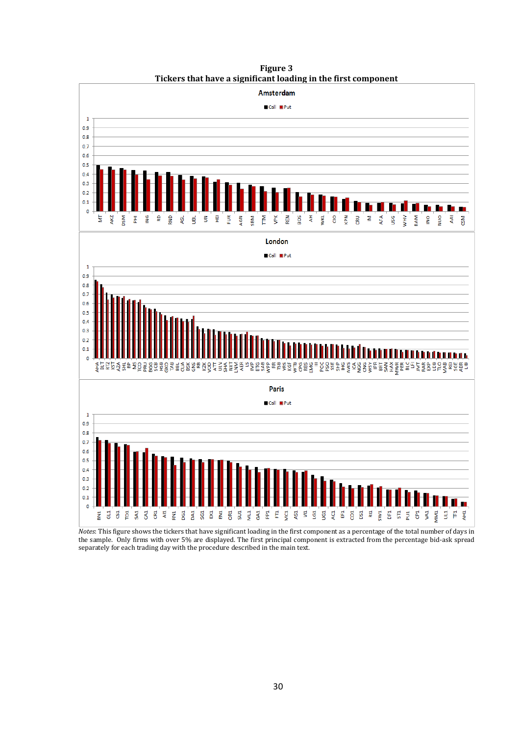**Figure 3**
**Tickers that have a significant loading in the first component**

Amsterdam

Call Put

1
0.9
0.8
0.7
0.6
0.5
0.4
0.3
0.2
0.1
0

MT AKZ DSM PHI ING RD RND ASL UBL UN HEI FUR AGN SBM TTM VPK REN BOS AH WKL CIO KPN CRU IM AFA USG WHV BAM INO BUO AAI CSM

London

Call Put

1
0.9
0.8
0.7
0.6
0.5
0.4
0.3
0.2
0.1
0

AHA BLT RTZ XST AZA SHL BP MS TCO PRU BGG SCB HSB GXO TAB BIL CUA BSK CNS RB KZK VOD ATT ULV SHA BXT LNM AER LS IMP BTG SAB WPP RR TSB VRS KGF WTB CPG RBS EMG III POC PSO SSE SHP IHG AWS ICA NGG CNG WSY IFR BHT SAN HAX MWR PER BLC LFI IVT RAR EXP LDB TLO VAB REI SGE ABR LIB

Paris

Call Put

1
0.9
0.8
0.7
0.6
0.5
0.4
0.3
0.2
0.1
0

BN1 GL1 CS1 TO1 SA1 CA1 CR1 AI1 RN1 DG1 DA1 SG1 EX1 EN1 OR1 SU1 ML1 GA1 PP1 FT1 MC1 AS1 VI1 LG1 UG1 AC1 EF1 CO1 DS1 RI1 SW1 DF1 ST1 PU1 CP1 VA1 MM1 UL1 TF1 AH1

*Notes*: This figure shows the tickers that have significant loading in the first component as a percentage of the total number of days in the sample. Only firms with over 5% are displayed. The first principal component is extracted from the percentage bid-ask spread separately for each trading day with the procedure described in the main text.